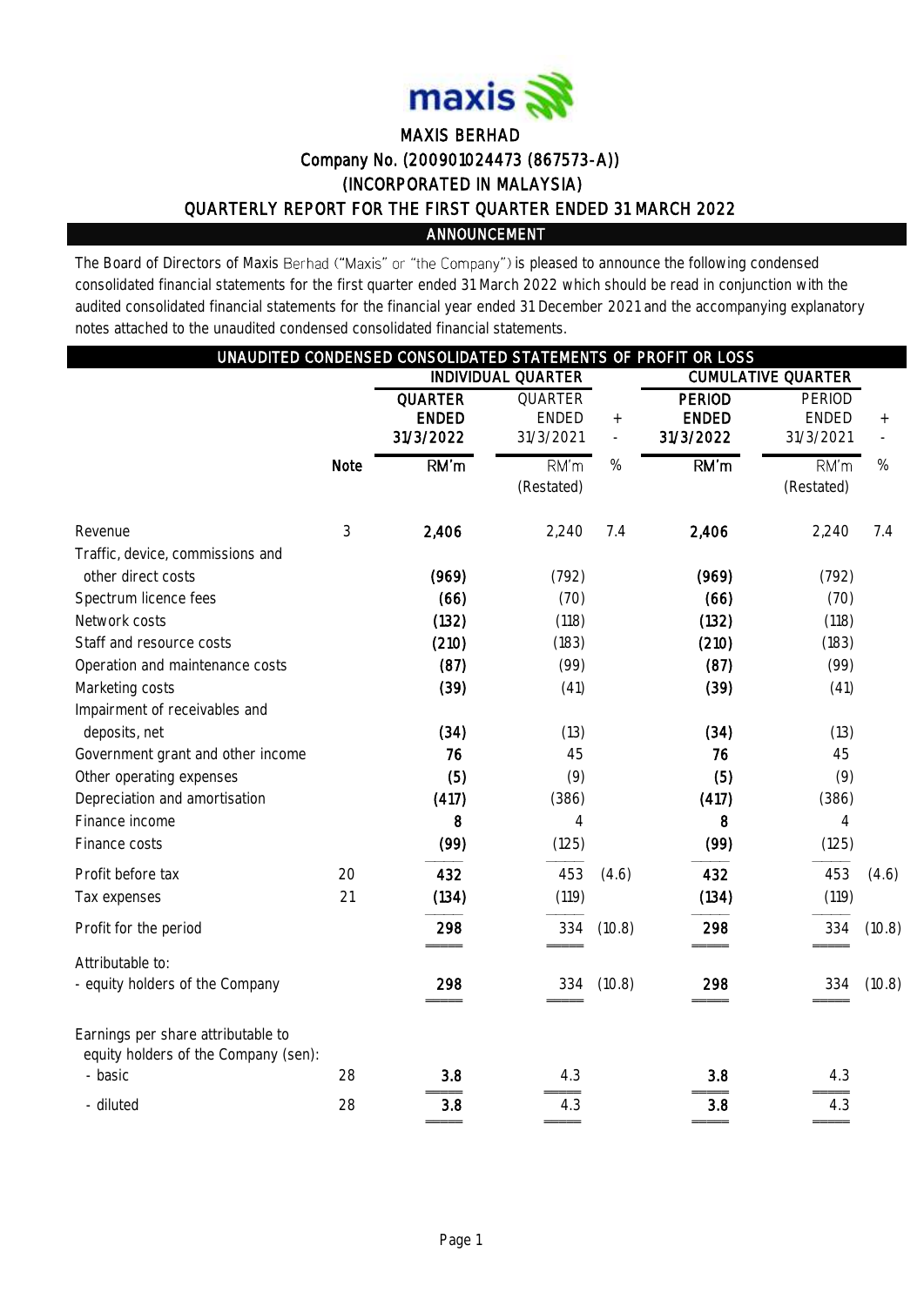# MAXIS BERHAD

## Company No. (200901024473 (867573-A))

## (INCORPORATED IN MALAYSIA)

## QUARTERLY REPORT FOR THE FIRST QUARTER ENDED 31 MARCH 2022

### ANNOUNCEMENT

The Board of Directors of Maxis Berhad ("Maxis" or "the Company") is pleased to announce the following condensed consolidated financial statements for the first quarter ended 31 March 2022 which should be read in conjunction with the audited consolidated financial statements for the financial year ended 31 December 2021 and the accompanying explanatory notes attached to the unaudited condensed consolidated financial statements.

### UNAUDITED CONDENSED CONSOLIDATED STATEMENTS OF PROFIT OR LOSS

| | | INDIVIDUAL QUARTER | | | CUMULATIVE QUARTER | | |
|---|---|---|---|---|---|---|---|
| | | **QUARTER ENDED 31/3/2022** | QUARTER ENDED 31/3/2021 | + - | **PERIOD ENDED 31/3/2022** | PERIOD ENDED 31/3/2021 | + - |
| | **Note** | **RM'm** | RM'm (Restated) | % | **RM'm** | RM'm (Restated) | % |
| Revenue | 3 | **2,406** | 2,240 | 7.4 | **2,406** | 2,240 | 7.4 |
| Traffic, device, commissions and other direct costs | | **(969)** | (792) | | **(969)** | (792) | |
| Spectrum licence fees | | **(66)** | (70) | | **(66)** | (70) | |
| Network costs | | **(132)** | (118) | | **(132)** | (118) | |
| Staff and resource costs | | **(210)** | (183) | | **(210)** | (183) | |
| Operation and maintenance costs | | **(87)** | (99) | | **(87)** | (99) | |
| Marketing costs | | **(39)** | (41) | | **(39)** | (41) | |
| Impairment of receivables and deposits, net | | **(34)** | (13) | | **(34)** | (13) | |
| Government grant and other income | | **76** | 45 | | **76** | 45 | |
| Other operating expenses | | **(5)** | (9) | | **(5)** | (9) | |
| Depreciation and amortisation | | **(417)** | (386) | | **(417)** | (386) | |
| Finance income | | **8** | 4 | | **8** | 4 | |
| Finance costs | | **(99)** | (125) | | **(99)** | (125) | |
| Profit before tax | 20 | **432** | 453 | (4.6) | **432** | 453 | (4.6) |
| Tax expenses | 21 | **(134)** | (119) | | **(134)** | (119) | |
| Profit for the period | | **298** | 334 | (10.8) | **298** | 334 | (10.8) |
| Attributable to: | | | | | | | |
| - equity holders of the Company | | **298** | 334 | (10.8) | **298** | 334 | (10.8) |
| Earnings per share attributable to equity holders of the Company (sen): | | | | | | | |
| - basic | 28 | **3.8** | 4.3 | | **3.8** | 4.3 | |
| - diluted | 28 | **3.8** | 4.3 | | **3.8** | 4.3 | |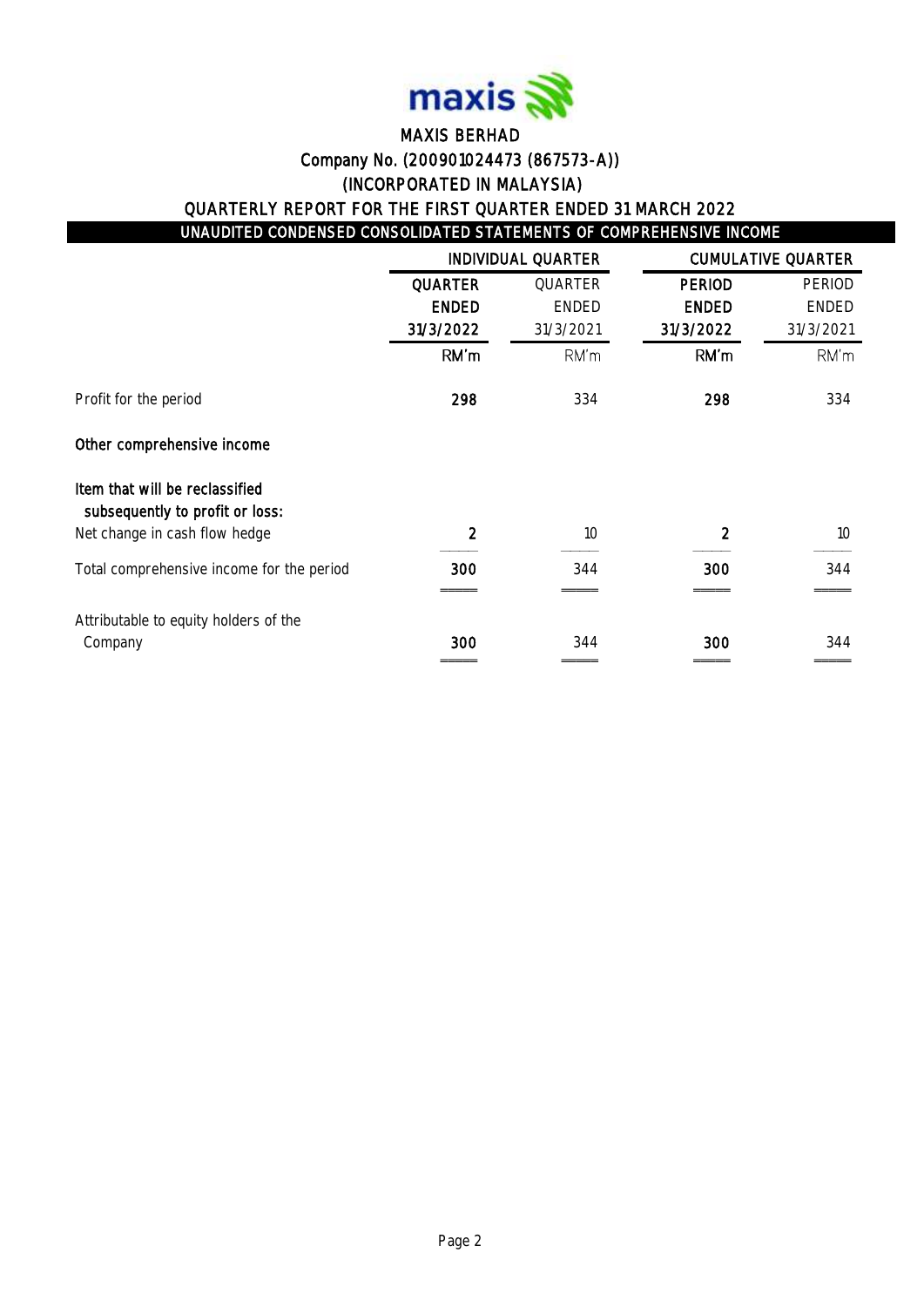# MAXIS BERHAD

Company No. (200901024473 (867573-A))

(INCORPORATED IN MALAYSIA)

## QUARTERLY REPORT FOR THE FIRST QUARTER ENDED 31 MARCH 2022

### UNAUDITED CONDENSED CONSOLIDATED STATEMENTS OF COMPREHENSIVE INCOME

| | INDIVIDUAL QUARTER | | CUMULATIVE QUARTER | |
|---|---|---|---|---|
| | **QUARTER ENDED 31/3/2022** | QUARTER ENDED 31/3/2021 | **PERIOD ENDED 31/3/2022** | PERIOD ENDED 31/3/2021 |
| | **RM'm** | RM'm | **RM'm** | RM'm |
| Profit for the period | **298** | 334 | **298** | 334 |
| **Other comprehensive income** | | | | |
| **Item that will be reclassified subsequently to profit or loss:** | | | | |
| Net change in cash flow hedge | **2** | 10 | **2** | 10 |
| Total comprehensive income for the period | **300** | 344 | **300** | 344 |
| Attributable to equity holders of the Company | **300** | 344 | **300** | 344 |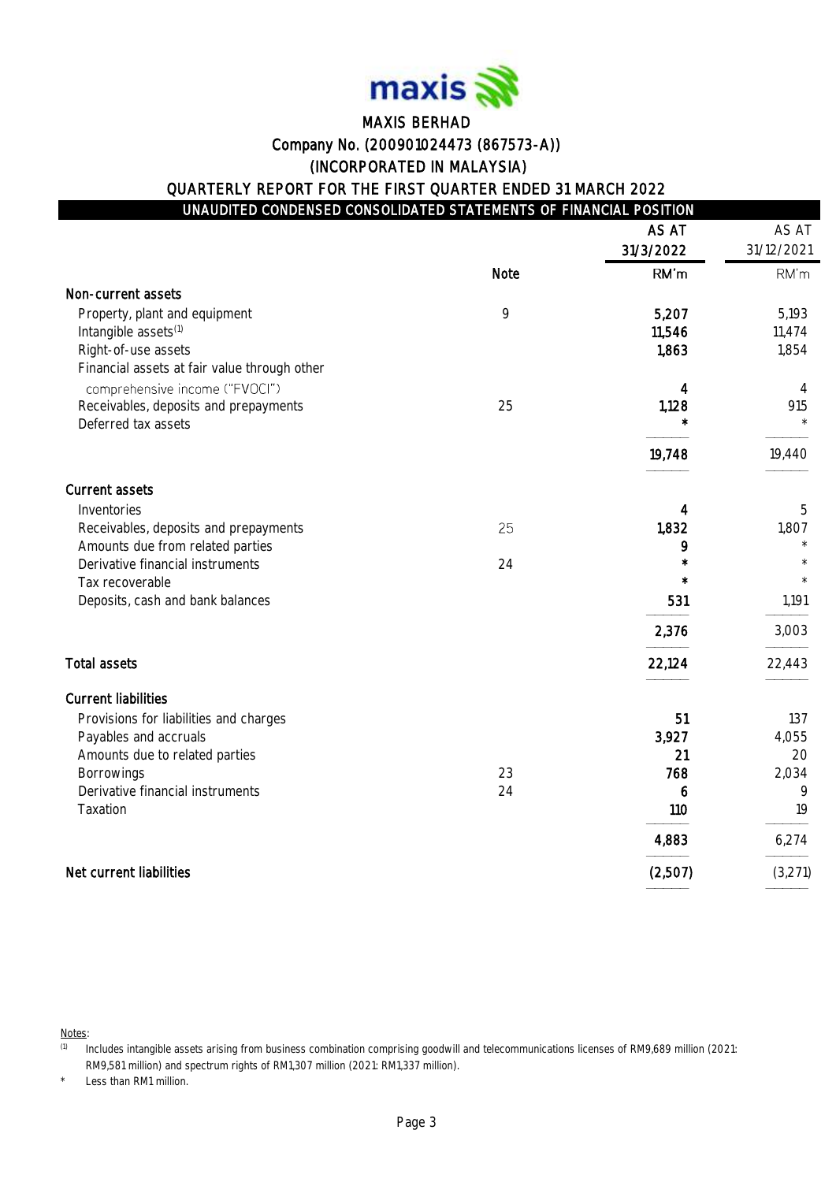# MAXIS BERHAD

## Company No. (200901024473 (867573-A))

## (INCORPORATED IN MALAYSIA)

## QUARTERLY REPORT FOR THE FIRST QUARTER ENDED 31 MARCH 2022

### UNAUDITED CONDENSED CONSOLIDATED STATEMENTS OF FINANCIAL POSITION

| | Note | AS AT 31/3/2022 | AS AT 31/12/2021 |
|---|---|---|---|
| | | RM'm | RM'm |
| **Non-current assets** | | | |
| Property, plant and equipment | 9 | 5,207 | 5,193 |
| Intangible assets[(1)] | | 11,546 | 11,474 |
| Right-of-use assets | | 1,863 | 1,854 |
| Financial assets at fair value through other comprehensive income ("FVOCI") | | 4 | 4 |
| Receivables, deposits and prepayments | 25 | 1,128 | 915 |
| Deferred tax assets | | * | * |
| | | 19,748 | 19,440 |
| **Current assets** | | | |
| Inventories | | 4 | 5 |
| Receivables, deposits and prepayments | 25 | 1,832 | 1,807 |
| Amounts due from related parties | | 9 | * |
| Derivative financial instruments | 24 | * | * |
| Tax recoverable | | * | * |
| Deposits, cash and bank balances | | 531 | 1,191 |
| | | 2,376 | 3,003 |
| **Total assets** | | 22,124 | 22,443 |
| **Current liabilities** | | | |
| Provisions for liabilities and charges | | 51 | 137 |
| Payables and accruals | | 3,927 | 4,055 |
| Amounts due to related parties | | 21 | 20 |
| Borrowings | 23 | 768 | 2,034 |
| Derivative financial instruments | 24 | 6 | 9 |
| Taxation | | 110 | 19 |
| | | 4,883 | 6,274 |
| **Net current liabilities** | | (2,507) | (3,271) |

Notes:

(1) Includes intangible assets arising from business combination comprising goodwill and telecommunications licenses of RM9,689 million (2021: RM9,581 million) and spectrum rights of RM1,307 million (2021: RM1,337 million).

\* Less than RM1 million.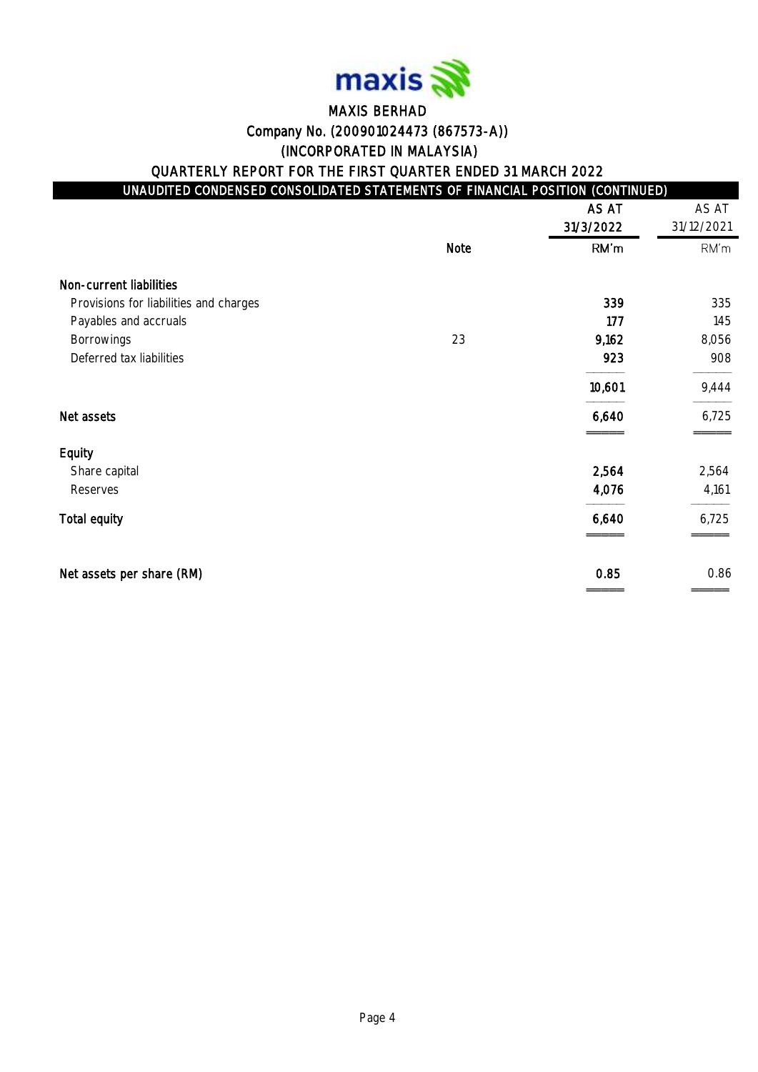maxis

MAXIS BERHAD

Company No. (200901024473 (867573-A))

(INCORPORATED IN MALAYSIA)

QUARTERLY REPORT FOR THE FIRST QUARTER ENDED 31 MARCH 2022

## UNAUDITED CONDENSED CONSOLIDATED STATEMENTS OF FINANCIAL POSITION (CONTINUED)

| | Note | AS AT 31/3/2022 | AS AT 31/12/2021 |
|---|---|---|---|
| | | RM'm | RM'm |
| **Non-current liabilities** | | | |
| Provisions for liabilities and charges | | **339** | 335 |
| Payables and accruals | | **177** | 145 |
| Borrowings | 23 | **9,162** | 8,056 |
| Deferred tax liabilities | | **923** | 908 |
| | | **10,601** | 9,444 |
| **Net assets** | | **6,640** | 6,725 |
| **Equity** | | | |
| Share capital | | **2,564** | 2,564 |
| Reserves | | **4,076** | 4,161 |
| **Total equity** | | **6,640** | 6,725 |
| **Net assets per share (RM)** | | **0.85** | 0.86 |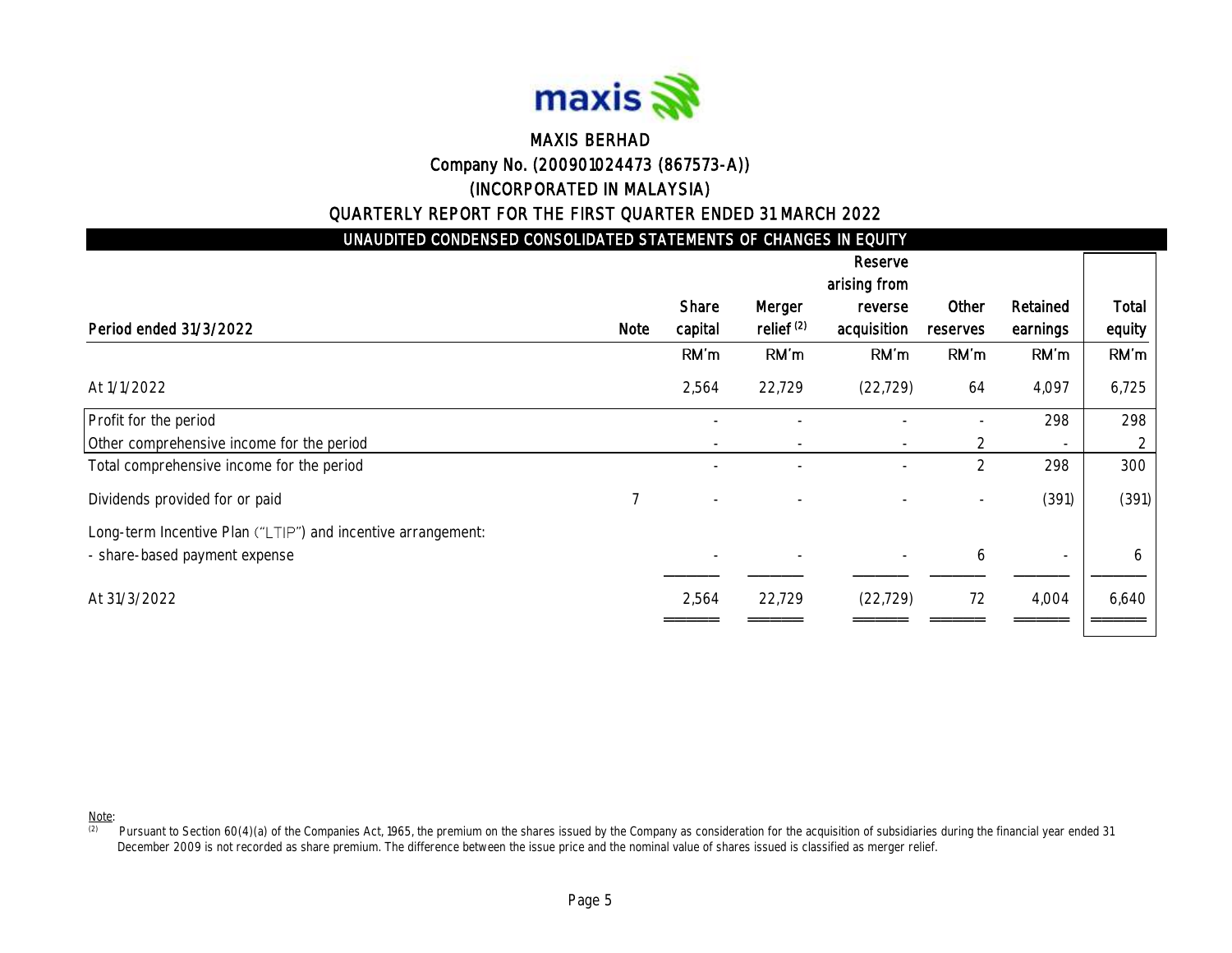# MAXIS BERHAD

## Company No. (200901024473 (867573-A))

## (INCORPORATED IN MALAYSIA)

## QUARTERLY REPORT FOR THE FIRST QUARTER ENDED 31 MARCH 2022

### UNAUDITED CONDENSED CONSOLIDATED STATEMENTS OF CHANGES IN EQUITY

| Period ended 31/3/2022 | Note | Share capital | Merger relief [(2)] | Reserve arising from reverse acquisition | Other reserves | Retained earnings | Total equity |
|---|---|---|---|---|---|---|---|
| | | RM'm | RM'm | RM'm | RM'm | RM'm | RM'm |
| At 1/1/2022 | | 2,564 | 22,729 | (22,729) | 64 | 4,097 | 6,725 |
| Profit for the period | | - | - | - | - | 298 | 298 |
| Other comprehensive income for the period | | - | - | - | 2 | - | 2 |
| Total comprehensive income for the period | | - | - | - | 2 | 298 | 300 |
| Dividends provided for or paid | 7 | - | - | - | - | (391) | (391) |
| Long-term Incentive Plan ("LTIP") and incentive arrangement: | | | | | | | |
| - share-based payment expense | | - | - | - | 6 | - | 6 |
| At 31/3/2022 | | 2,564 | 22,729 | (22,729) | 72 | 4,004 | 6,640 |

Note:

(2) Pursuant to Section 60(4)(a) of the Companies Act, 1965, the premium on the shares issued by the Company as consideration for the acquisition of subsidiaries during the financial year ended 31 December 2009 is not recorded as share premium. The difference between the issue price and the nominal value of shares issued is classified as merger relief.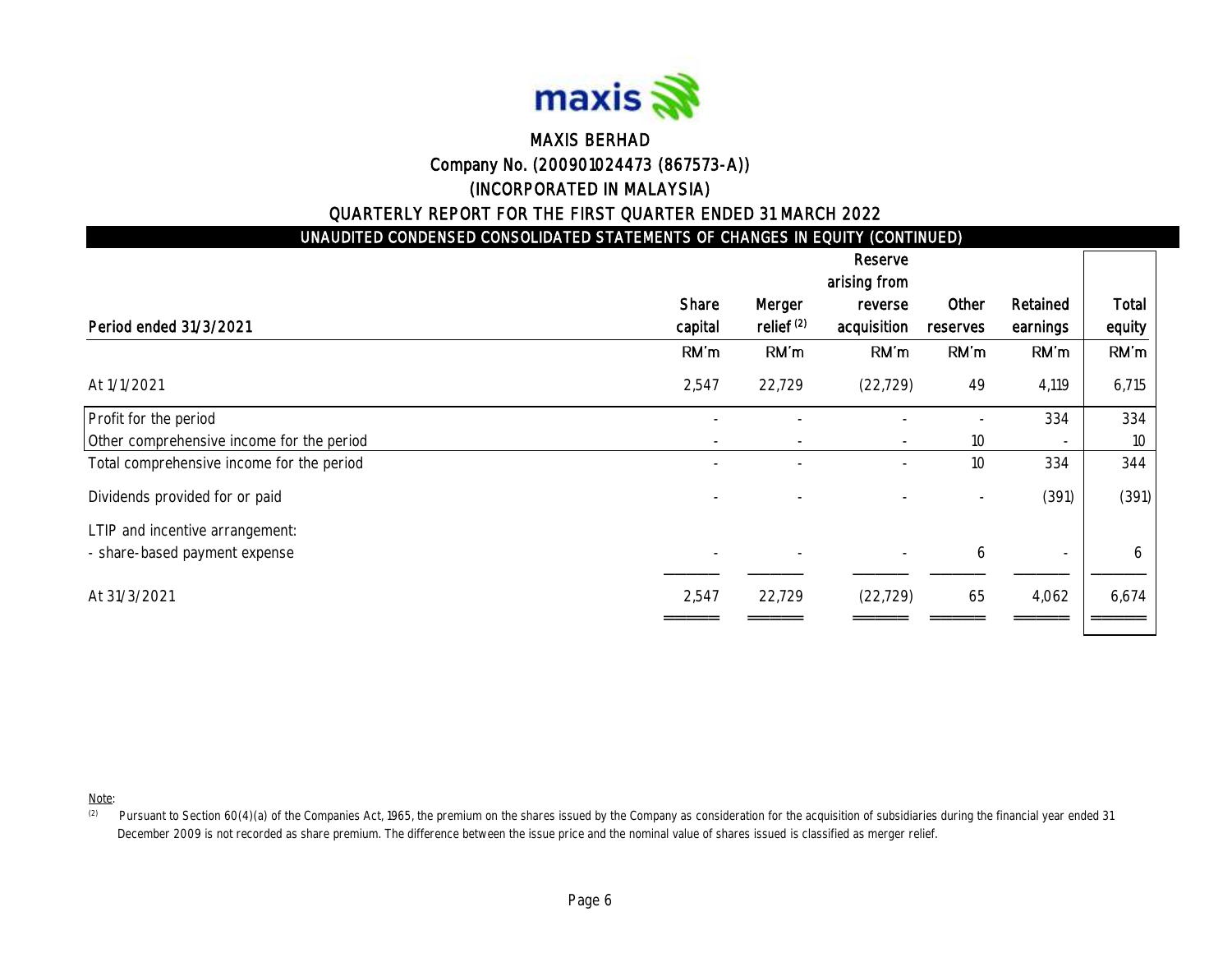# MAXIS BERHAD

## Company No. (200901024473 (867573-A))

## (INCORPORATED IN MALAYSIA)

## QUARTERLY REPORT FOR THE FIRST QUARTER ENDED 31 MARCH 2022

### UNAUDITED CONDENSED CONSOLIDATED STATEMENTS OF CHANGES IN EQUITY (CONTINUED)

| Period ended 31/3/2021 | Share capital | Merger relief [(2)] | Reserve arising from reverse acquisition | Other reserves | Retained earnings | Total equity |
|---|---|---|---|---|---|---|
| | RM'm | RM'm | RM'm | RM'm | RM'm | RM'm |
| At 1/1/2021 | 2,547 | 22,729 | (22,729) | 49 | 4,119 | 6,715 |
| Profit for the period | - | - | - | - | 334 | 334 |
| Other comprehensive income for the period | - | - | - | 10 | - | 10 |
| Total comprehensive income for the period | - | - | - | 10 | 334 | 344 |
| Dividends provided for or paid | - | - | - | - | (391) | (391) |
| LTIP and incentive arrangement: | | | | | | |
| - share-based payment expense | - | - | - | 6 | - | 6 |
| At 31/3/2021 | 2,547 | 22,729 | (22,729) | 65 | 4,062 | 6,674 |

Note:

(2) Pursuant to Section 60(4)(a) of the Companies Act, 1965, the premium on the shares issued by the Company as consideration for the acquisition of subsidiaries during the financial year ended 31 December 2009 is not recorded as share premium. The difference between the issue price and the nominal value of shares issued is classified as merger relief.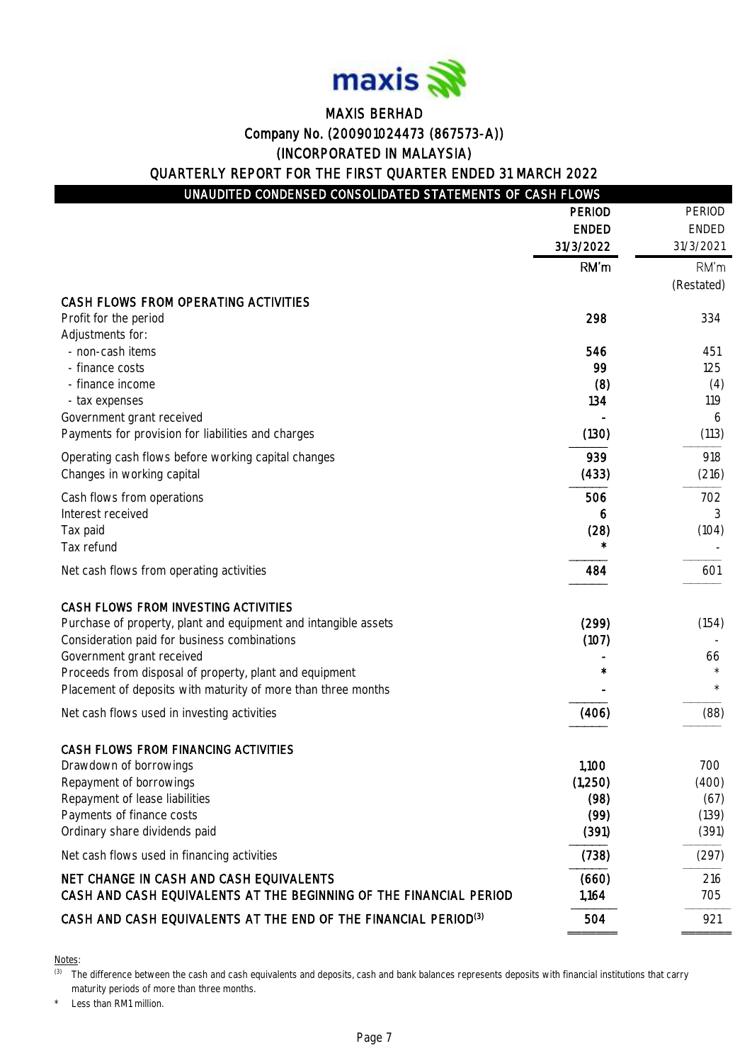# MAXIS BERHAD

## Company No. (200901024473 (867573-A))

## (INCORPORATED IN MALAYSIA)

## QUARTERLY REPORT FOR THE FIRST QUARTER ENDED 31 MARCH 2022

### UNAUDITED CONDENSED CONSOLIDATED STATEMENTS OF CASH FLOWS

| | PERIOD ENDED 31/3/2022 | PERIOD ENDED 31/3/2021 |
|---|---|---|
| | RM'm | RM'm (Restated) |
| **CASH FLOWS FROM OPERATING ACTIVITIES** | | |
| Profit for the period | 298 | 334 |
| Adjustments for: | | |
| - non-cash items | 546 | 451 |
| - finance costs | 99 | 125 |
| - finance income | (8) | (4) |
| - tax expenses | 134 | 119 |
| Government grant received | - | 6 |
| Payments for provision for liabilities and charges | (130) | (113) |
| Operating cash flows before working capital changes | 939 | 918 |
| Changes in working capital | (433) | (216) |
| Cash flows from operations | 506 | 702 |
| Interest received | 6 | 3 |
| Tax paid | (28) | (104) |
| Tax refund | * | - |
| Net cash flows from operating activities | 484 | 601 |
| **CASH FLOWS FROM INVESTING ACTIVITIES** | | |
| Purchase of property, plant and equipment and intangible assets | (299) | (154) |
| Consideration paid for business combinations | (107) | - |
| Government grant received | - | 66 |
| Proceeds from disposal of property, plant and equipment | * | * |
| Placement of deposits with maturity of more than three months | - | * |
| Net cash flows used in investing activities | (406) | (88) |
| **CASH FLOWS FROM FINANCING ACTIVITIES** | | |
| Drawdown of borrowings | 1,100 | 700 |
| Repayment of borrowings | (1,250) | (400) |
| Repayment of lease liabilities | (98) | (67) |
| Payments of finance costs | (99) | (139) |
| Ordinary share dividends paid | (391) | (391) |
| Net cash flows used in financing activities | (738) | (297) |
| **NET CHANGE IN CASH AND CASH EQUIVALENTS** | (660) | 216 |
| **CASH AND CASH EQUIVALENTS AT THE BEGINNING OF THE FINANCIAL PERIOD** | 1,164 | 705 |
| **CASH AND CASH EQUIVALENTS AT THE END OF THE FINANCIAL PERIOD[3]** | 504 | 921 |

Notes:

[3] The difference between the cash and cash equivalents and deposits, cash and bank balances represents deposits with financial institutions that carry maturity periods of more than three months.

\* Less than RM1 million.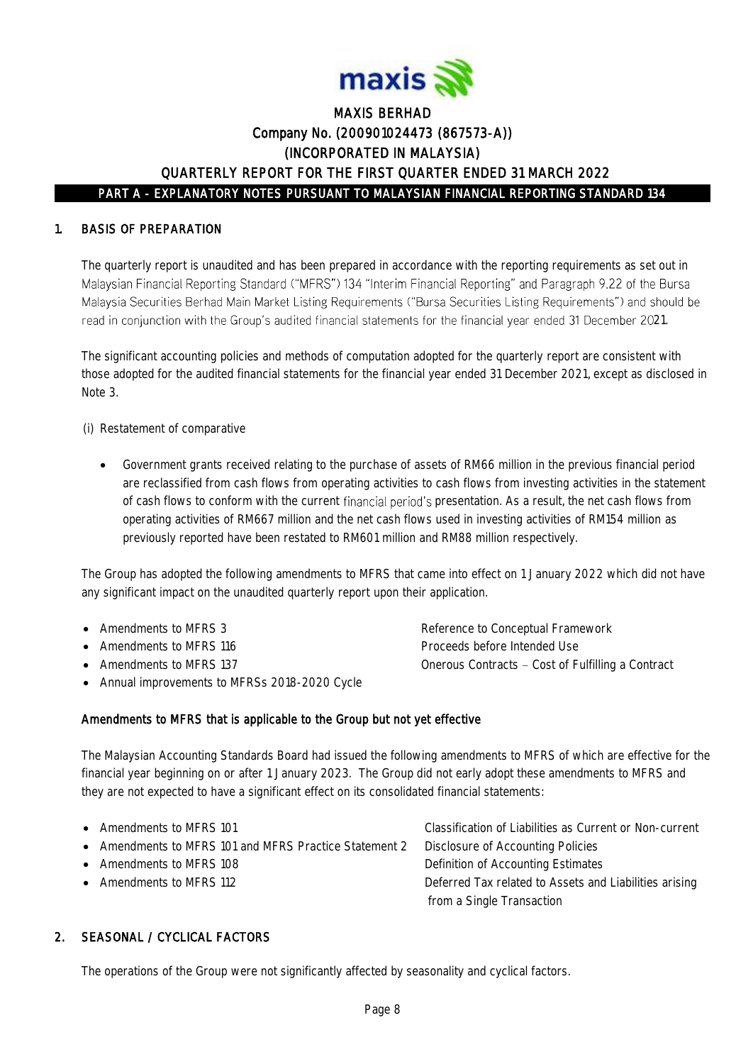# MAXIS BERHAD
## Company No. (200901024473 (867573-A))
## (INCORPORATED IN MALAYSIA)
## QUARTERLY REPORT FOR THE FIRST QUARTER ENDED 31 MARCH 2022

## PART A - EXPLANATORY NOTES PURSUANT TO MALAYSIAN FINANCIAL REPORTING STANDARD 134

### 1. BASIS OF PREPARATION

The quarterly report is unaudited and has been prepared in accordance with the reporting requirements as set out in Malaysian Financial Reporting Standard ("MFRS") 134 "Interim Financial Reporting" and Paragraph 9.22 of the Bursa Malaysia Securities Berhad Main Market Listing Requirements ("Bursa Securities Listing Requirements") and should be read in conjunction with the Group's audited financial statements for the financial year ended 31 December 2021.

The significant accounting policies and methods of computation adopted for the quarterly report are consistent with those adopted for the audited financial statements for the financial year ended 31 December 2021, except as disclosed in Note 3.

(i) Restatement of comparative

- Government grants received relating to the purchase of assets of RM66 million in the previous financial period are reclassified from cash flows from operating activities to cash flows from investing activities in the statement of cash flows to conform with the current financial period's presentation. As a result, the net cash flows from operating activities of RM667 million and the net cash flows used in investing activities of RM154 million as previously reported have been restated to RM601 million and RM88 million respectively.

The Group has adopted the following amendments to MFRS that came into effect on 1 January 2022 which did not have any significant impact on the unaudited quarterly report upon their application.

- Amendments to MFRS 3 — Reference to Conceptual Framework
- Amendments to MFRS 116 — Proceeds before Intended Use
- Amendments to MFRS 137 — Onerous Contracts – Cost of Fulfilling a Contract
- Annual improvements to MFRSs 2018-2020 Cycle

#### Amendments to MFRS that is applicable to the Group but not yet effective

The Malaysian Accounting Standards Board had issued the following amendments to MFRS of which are effective for the financial year beginning on or after 1 January 2023. The Group did not early adopt these amendments to MFRS and they are not expected to have a significant effect on its consolidated financial statements:

- Amendments to MFRS 101 — Classification of Liabilities as Current or Non-current
- Amendments to MFRS 101 and MFRS Practice Statement 2 — Disclosure of Accounting Policies
- Amendments to MFRS 108 — Definition of Accounting Estimates
- Amendments to MFRS 112 — Deferred Tax related to Assets and Liabilities arising from a Single Transaction

### 2. SEASONAL / CYCLICAL FACTORS

The operations of the Group were not significantly affected by seasonality and cyclical factors.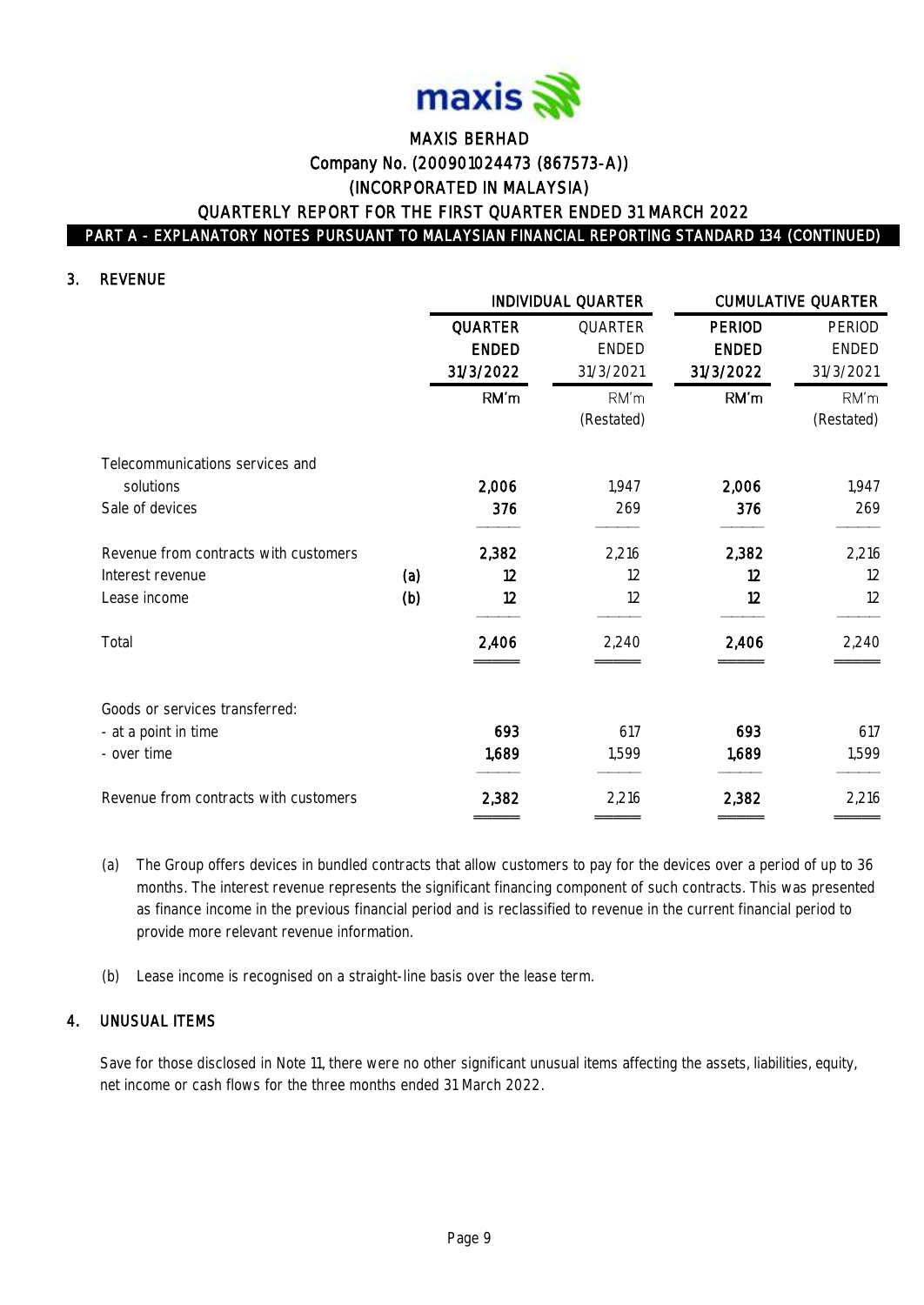## 3. REVENUE

| | | INDIVIDUAL QUARTER | | CUMULATIVE QUARTER | |
|---|---|---|---|---|---|
| | | **QUARTER ENDED 31/3/2022** | QUARTER ENDED 31/3/2021 | **PERIOD ENDED 31/3/2022** | PERIOD ENDED 31/3/2021 |
| | | **RM'm** | RM'm (Restated) | **RM'm** | RM'm (Restated) |
| Telecommunications services and solutions | | **2,006** | 1,947 | **2,006** | 1,947 |
| Sale of devices | | **376** | 269 | **376** | 269 |
| Revenue from contracts with customers | | **2,382** | 2,216 | **2,382** | 2,216 |
| Interest revenue | (a) | **12** | 12 | **12** | 12 |
| Lease income | (b) | **12** | 12 | **12** | 12 |
| Total | | **2,406** | 2,240 | **2,406** | 2,240 |
| Goods or services transferred: | | | | | |
| - at a point in time | | **693** | 617 | **693** | 617 |
| - over time | | **1,689** | 1,599 | **1,689** | 1,599 |
| Revenue from contracts with customers | | **2,382** | 2,216 | **2,382** | 2,216 |

(a) The Group offers devices in bundled contracts that allow customers to pay for the devices over a period of up to 36 months. The interest revenue represents the significant financing component of such contracts. This was presented as finance income in the previous financial period and is reclassified to revenue in the current financial period to provide more relevant revenue information.

(b) Lease income is recognised on a straight-line basis over the lease term.

## 4. UNUSUAL ITEMS

Save for those disclosed in Note 11, there were no other significant unusual items affecting the assets, liabilities, equity, net income or cash flows for the three months ended 31 March 2022.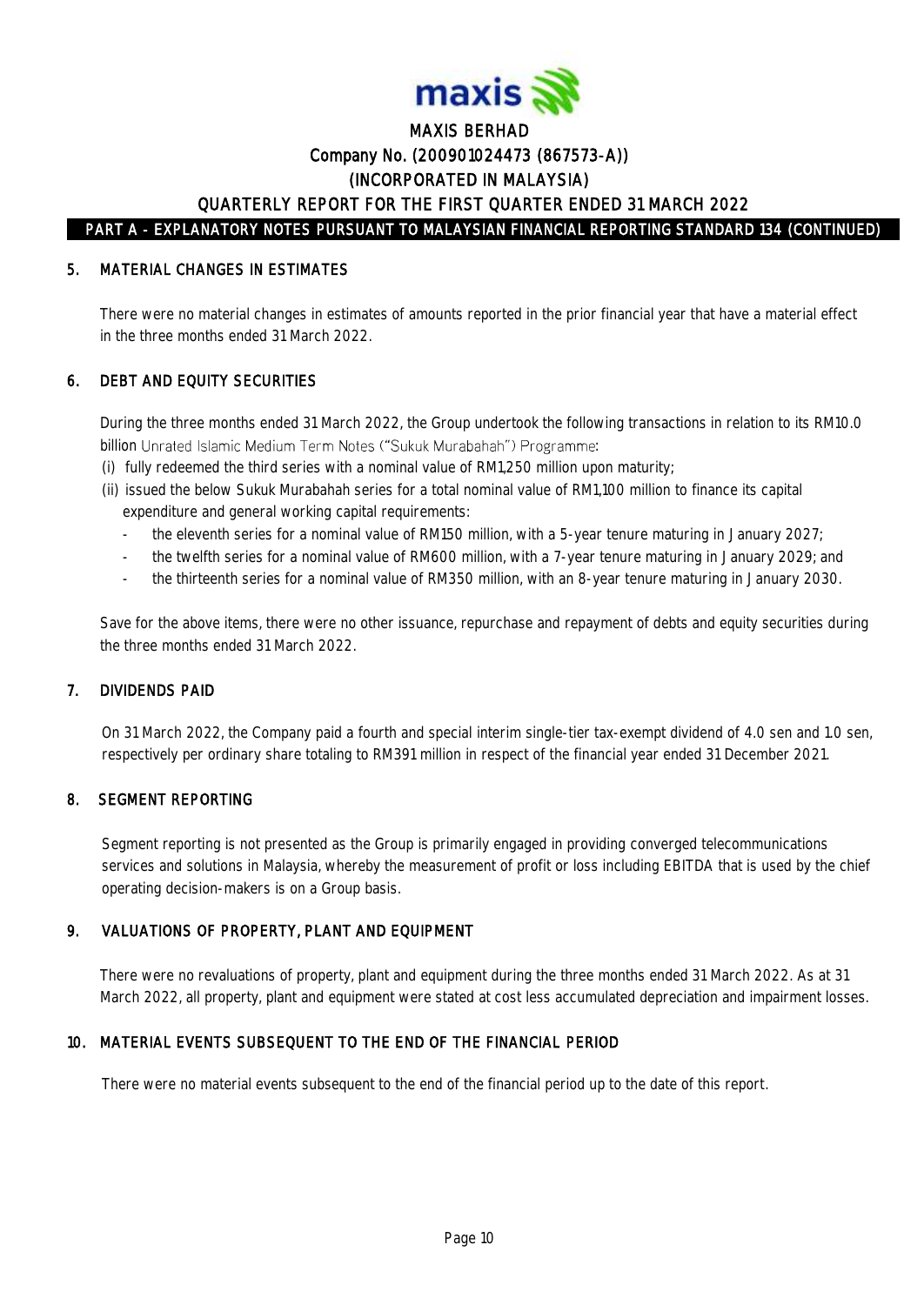## 5. MATERIAL CHANGES IN ESTIMATES

There were no material changes in estimates of amounts reported in the prior financial year that have a material effect in the three months ended 31 March 2022.

## 6. DEBT AND EQUITY SECURITIES

During the three months ended 31 March 2022, the Group undertook the following transactions in relation to its RM10.0 billion Unrated Islamic Medium Term Notes ("Sukuk Murabahah") Programme:

(i) fully redeemed the third series with a nominal value of RM1,250 million upon maturity;

(ii) issued the below Sukuk Murabahah series for a total nominal value of RM1,100 million to finance its capital expenditure and general working capital requirements:

- the eleventh series for a nominal value of RM150 million, with a 5-year tenure maturing in January 2027;
- the twelfth series for a nominal value of RM600 million, with a 7-year tenure maturing in January 2029; and
- the thirteenth series for a nominal value of RM350 million, with an 8-year tenure maturing in January 2030.

Save for the above items, there were no other issuance, repurchase and repayment of debts and equity securities during the three months ended 31 March 2022.

## 7. DIVIDENDS PAID

On 31 March 2022, the Company paid a fourth and special interim single-tier tax-exempt dividend of 4.0 sen and 1.0 sen, respectively per ordinary share totaling to RM391 million in respect of the financial year ended 31 December 2021.

## 8. SEGMENT REPORTING

Segment reporting is not presented as the Group is primarily engaged in providing converged telecommunications services and solutions in Malaysia, whereby the measurement of profit or loss including EBITDA that is used by the chief operating decision-makers is on a Group basis.

## 9. VALUATIONS OF PROPERTY, PLANT AND EQUIPMENT

There were no revaluations of property, plant and equipment during the three months ended 31 March 2022. As at 31 March 2022, all property, plant and equipment were stated at cost less accumulated depreciation and impairment losses.

## 10. MATERIAL EVENTS SUBSEQUENT TO THE END OF THE FINANCIAL PERIOD

There were no material events subsequent to the end of the financial period up to the date of this report.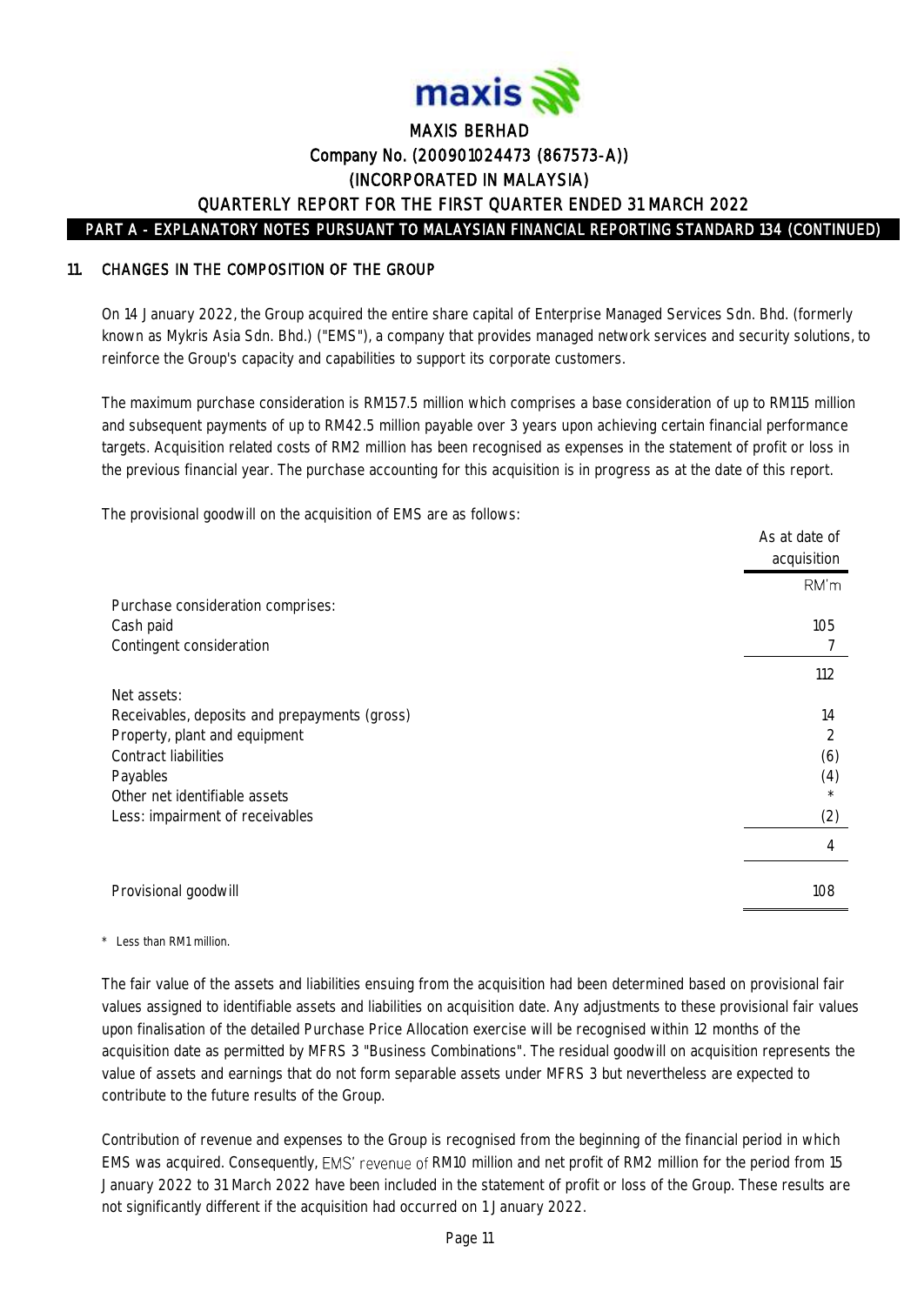## 11. CHANGES IN THE COMPOSITION OF THE GROUP

On 14 January 2022, the Group acquired the entire share capital of Enterprise Managed Services Sdn. Bhd. (formerly known as Mykris Asia Sdn. Bhd.) ("EMS"), a company that provides managed network services and security solutions, to reinforce the Group's capacity and capabilities to support its corporate customers.

The maximum purchase consideration is RM157.5 million which comprises a base consideration of up to RM115 million and subsequent payments of up to RM42.5 million payable over 3 years upon achieving certain financial performance targets. Acquisition related costs of RM2 million has been recognised as expenses in the statement of profit or loss in the previous financial year. The purchase accounting for this acquisition is in progress as at the date of this report.

The provisional goodwill on the acquisition of EMS are as follows:

| | As at date of acquisition |
|---|---|
| | RM'm |
| Purchase consideration comprises: | |
| Cash paid | 105 |
| Contingent consideration | 7 |
| | 112 |
| Net assets: | |
| Receivables, deposits and prepayments (gross) | 14 |
| Property, plant and equipment | 2 |
| Contract liabilities | (6) |
| Payables | (4) |
| Other net identifiable assets | * |
| Less: impairment of receivables | (2) |
| | 4 |
| Provisional goodwill | 108 |

\* Less than RM1 million.

The fair value of the assets and liabilities ensuing from the acquisition had been determined based on provisional fair values assigned to identifiable assets and liabilities on acquisition date. Any adjustments to these provisional fair values upon finalisation of the detailed Purchase Price Allocation exercise will be recognised within 12 months of the acquisition date as permitted by MFRS 3 "Business Combinations". The residual goodwill on acquisition represents the value of assets and earnings that do not form separable assets under MFRS 3 but nevertheless are expected to contribute to the future results of the Group.

Contribution of revenue and expenses to the Group is recognised from the beginning of the financial period in which EMS was acquired. Consequently, EMS' revenue of RM10 million and net profit of RM2 million for the period from 15 January 2022 to 31 March 2022 have been included in the statement of profit or loss of the Group. These results are not significantly different if the acquisition had occurred on 1 January 2022.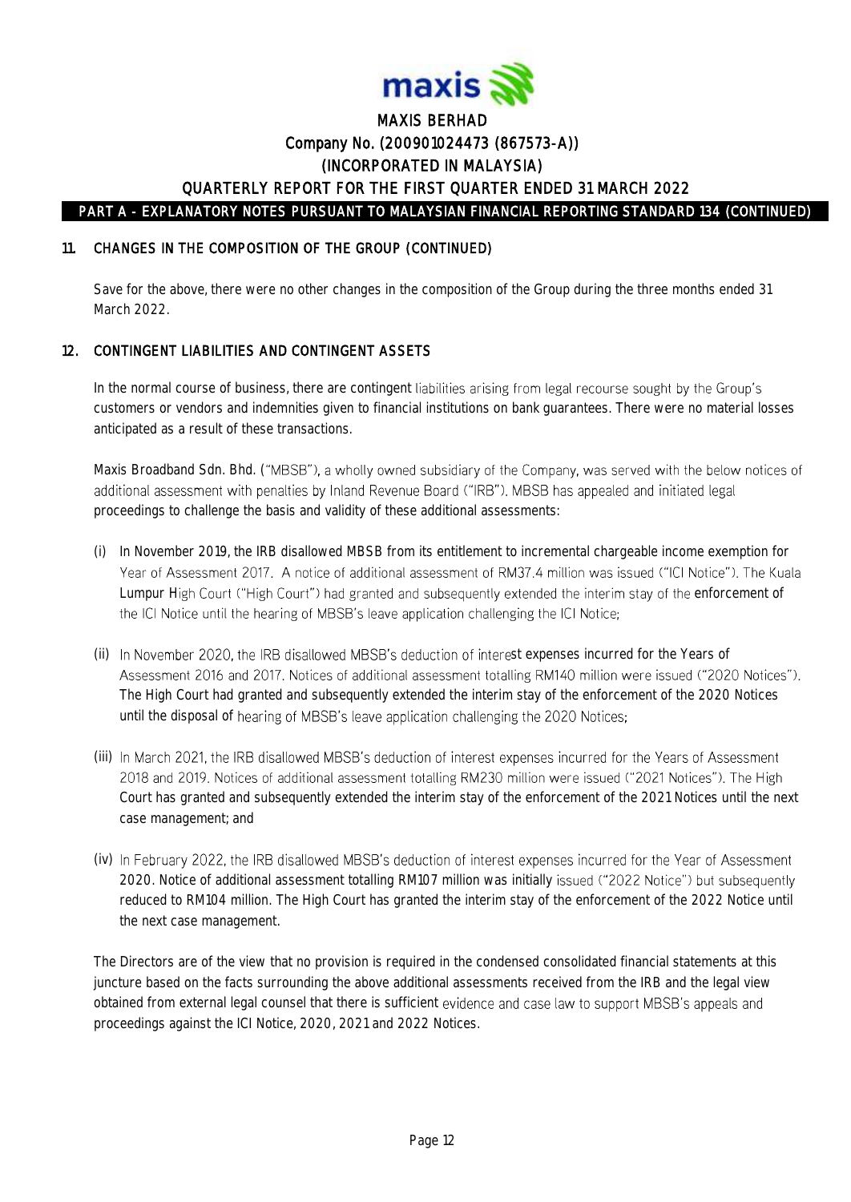## 11. CHANGES IN THE COMPOSITION OF THE GROUP (CONTINUED)

Save for the above, there were no other changes in the composition of the Group during the three months ended 31 March 2022.

## 12. CONTINGENT LIABILITIES AND CONTINGENT ASSETS

In the normal course of business, there are contingent liabilities arising from legal recourse sought by the Group's customers or vendors and indemnities given to financial institutions on bank guarantees. There were no material losses anticipated as a result of these transactions.

Maxis Broadband Sdn. Bhd. ("MBSB"), a wholly owned subsidiary of the Company, was served with the below notices of additional assessment with penalties by Inland Revenue Board ("IRB"). MBSB has appealed and initiated legal proceedings to challenge the basis and validity of these additional assessments:

(i) In November 2019, the IRB disallowed MBSB from its entitlement to incremental chargeable income exemption for Year of Assessment 2017. A notice of additional assessment of RM37.4 million was issued ("ICI Notice"). The Kuala Lumpur High Court ("High Court") had granted and subsequently extended the interim stay of the enforcement of the ICI Notice until the hearing of MBSB's leave application challenging the ICI Notice;

(ii) In November 2020, the IRB disallowed MBSB's deduction of interest expenses incurred for the Years of Assessment 2016 and 2017. Notices of additional assessment totalling RM140 million were issued ("2020 Notices"). The High Court had granted and subsequently extended the interim stay of the enforcement of the 2020 Notices until the disposal of hearing of MBSB's leave application challenging the 2020 Notices;

(iii) In March 2021, the IRB disallowed MBSB's deduction of interest expenses incurred for the Years of Assessment 2018 and 2019. Notices of additional assessment totalling RM230 million were issued ("2021 Notices"). The High Court has granted and subsequently extended the interim stay of the enforcement of the 2021 Notices until the next case management; and

(iv) In February 2022, the IRB disallowed MBSB's deduction of interest expenses incurred for the Year of Assessment 2020. Notice of additional assessment totalling RM107 million was initially issued ("2022 Notice") but subsequently reduced to RM104 million. The High Court has granted the interim stay of the enforcement of the 2022 Notice until the next case management.

The Directors are of the view that no provision is required in the condensed consolidated financial statements at this juncture based on the facts surrounding the above additional assessments received from the IRB and the legal view obtained from external legal counsel that there is sufficient evidence and case law to support MBSB's appeals and proceedings against the ICI Notice, 2020, 2021 and 2022 Notices.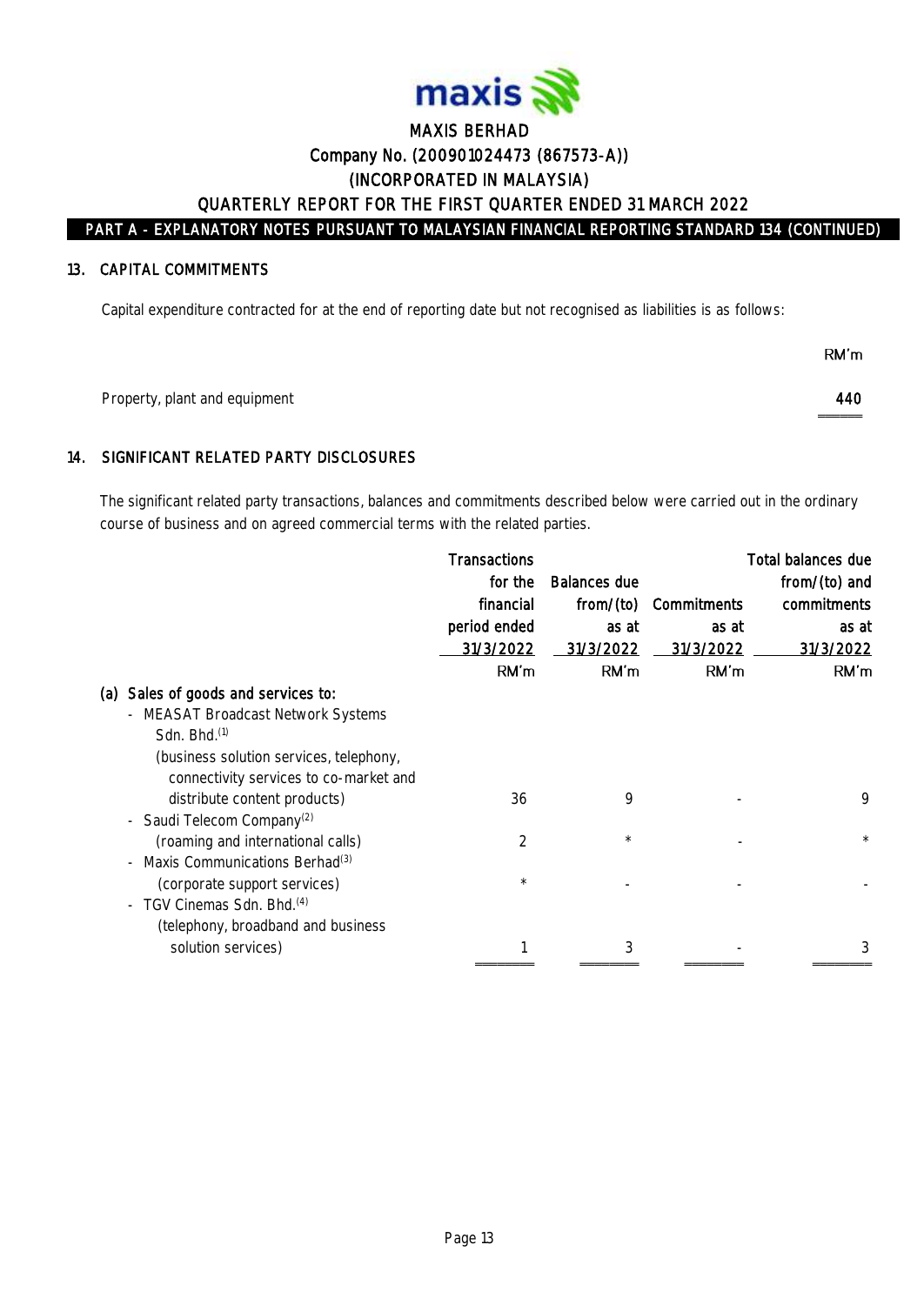# MAXIS BERHAD

## Company No. (200901024473 (867573-A))

## (INCORPORATED IN MALAYSIA)

## QUARTERLY REPORT FOR THE FIRST QUARTER ENDED 31 MARCH 2022

## PART A - EXPLANATORY NOTES PURSUANT TO MALAYSIAN FINANCIAL REPORTING STANDARD 134 (CONTINUED)

### 13. CAPITAL COMMITMENTS

Capital expenditure contracted for at the end of reporting date but not recognised as liabilities is as follows:

| | RM'm |
|---|---|
| Property, plant and equipment | 440 |

### 14. SIGNIFICANT RELATED PARTY DISCLOSURES

The significant related party transactions, balances and commitments described below were carried out in the ordinary course of business and on agreed commercial terms with the related parties.

| | Transactions for the financial period ended 31/3/2022 | Balances due from/(to) as at 31/3/2022 | Commitments as at 31/3/2022 | Total balances due from/(to) and commitments as at 31/3/2022 |
|---|---|---|---|---|
| | RM'm | RM'm | RM'm | RM'm |
| **(a) Sales of goods and services to:** | | | | |
| - MEASAT Broadcast Network Systems Sdn. Bhd.[1] (business solution services, telephony, connectivity services to co-market and distribute content products) | 36 | 9 | - | 9 |
| - Saudi Telecom Company[2] (roaming and international calls) | 2 | * | - | * |
| - Maxis Communications Berhad[3] (corporate support services) | * | - | - | - |
| - TGV Cinemas Sdn. Bhd.[4] (telephony, broadband and business solution services) | 1 | 3 | - | 3 |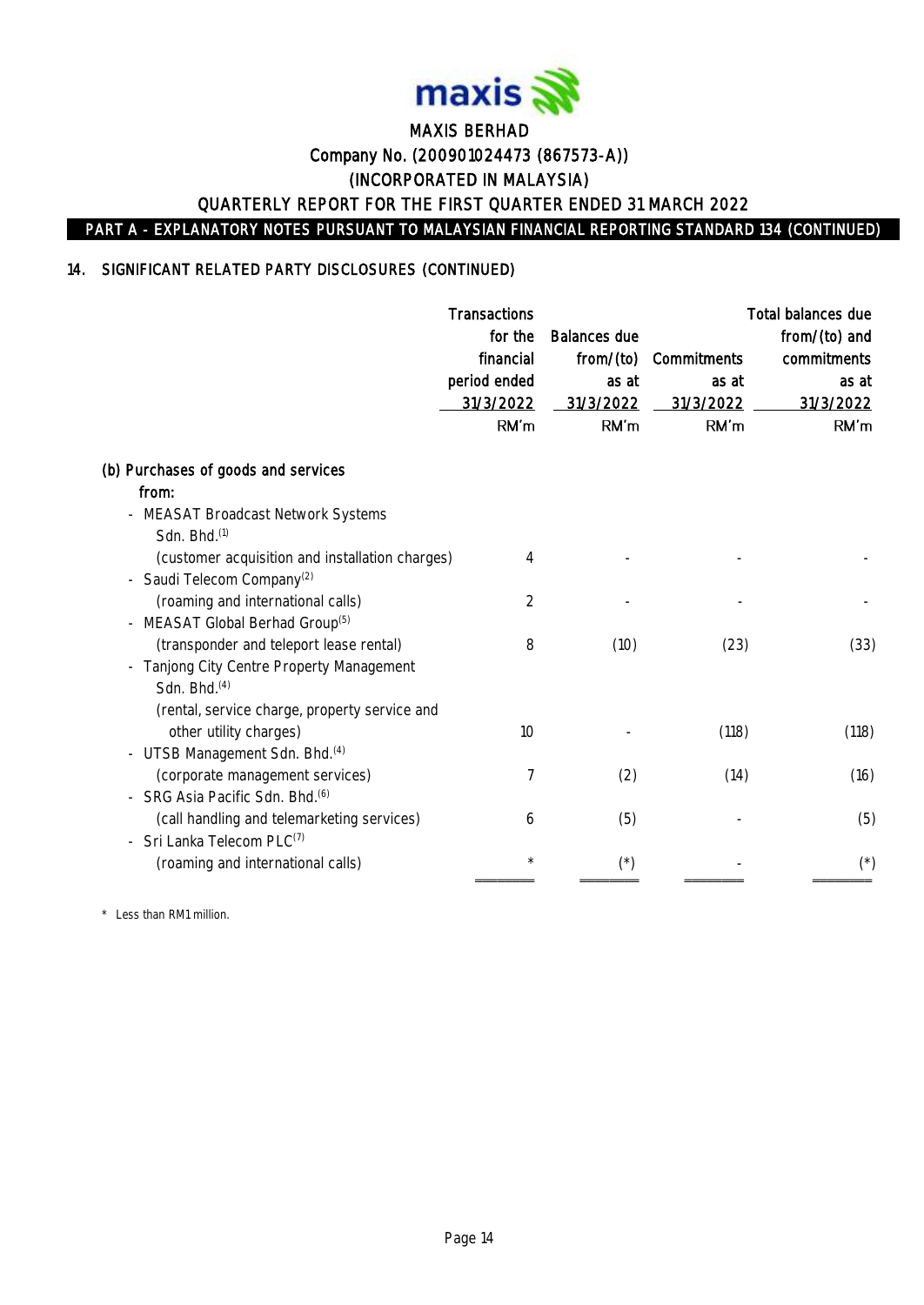MAXIS BERHAD

Company No. (200901024473 (867573-A))

(INCORPORATED IN MALAYSIA)

QUARTERLY REPORT FOR THE FIRST QUARTER ENDED 31 MARCH 2022

**PART A - EXPLANATORY NOTES PURSUANT TO MALAYSIAN FINANCIAL REPORTING STANDARD 134 (CONTINUED)**

## 14. SIGNIFICANT RELATED PARTY DISCLOSURES (CONTINUED)

| | Transactions for the financial period ended 31/3/2022 | Balances due from/(to) as at 31/3/2022 | Commitments as at 31/3/2022 | Total balances due from/(to) and commitments as at 31/3/2022 |
|---|---|---|---|---|
| | RM'm | RM'm | RM'm | RM'm |
| **(b) Purchases of goods and services from:** | | | | |
| - MEASAT Broadcast Network Systems Sdn. Bhd.[1] (customer acquisition and installation charges) | 4 | - | - | - |
| - Saudi Telecom Company[2] (roaming and international calls) | 2 | - | - | - |
| - MEASAT Global Berhad Group[5] (transponder and teleport lease rental) | 8 | (10) | (23) | (33) |
| - Tanjong City Centre Property Management Sdn. Bhd.[4] (rental, service charge, property service and other utility charges) | 10 | - | (118) | (118) |
| - UTSB Management Sdn. Bhd.[4] (corporate management services) | 7 | (2) | (14) | (16) |
| - SRG Asia Pacific Sdn. Bhd.[6] (call handling and telemarketing services) | 6 | (5) | - | (5) |
| - Sri Lanka Telecom PLC[7] (roaming and international calls) | * | (*) | - | (*) |

\* Less than RM1 million.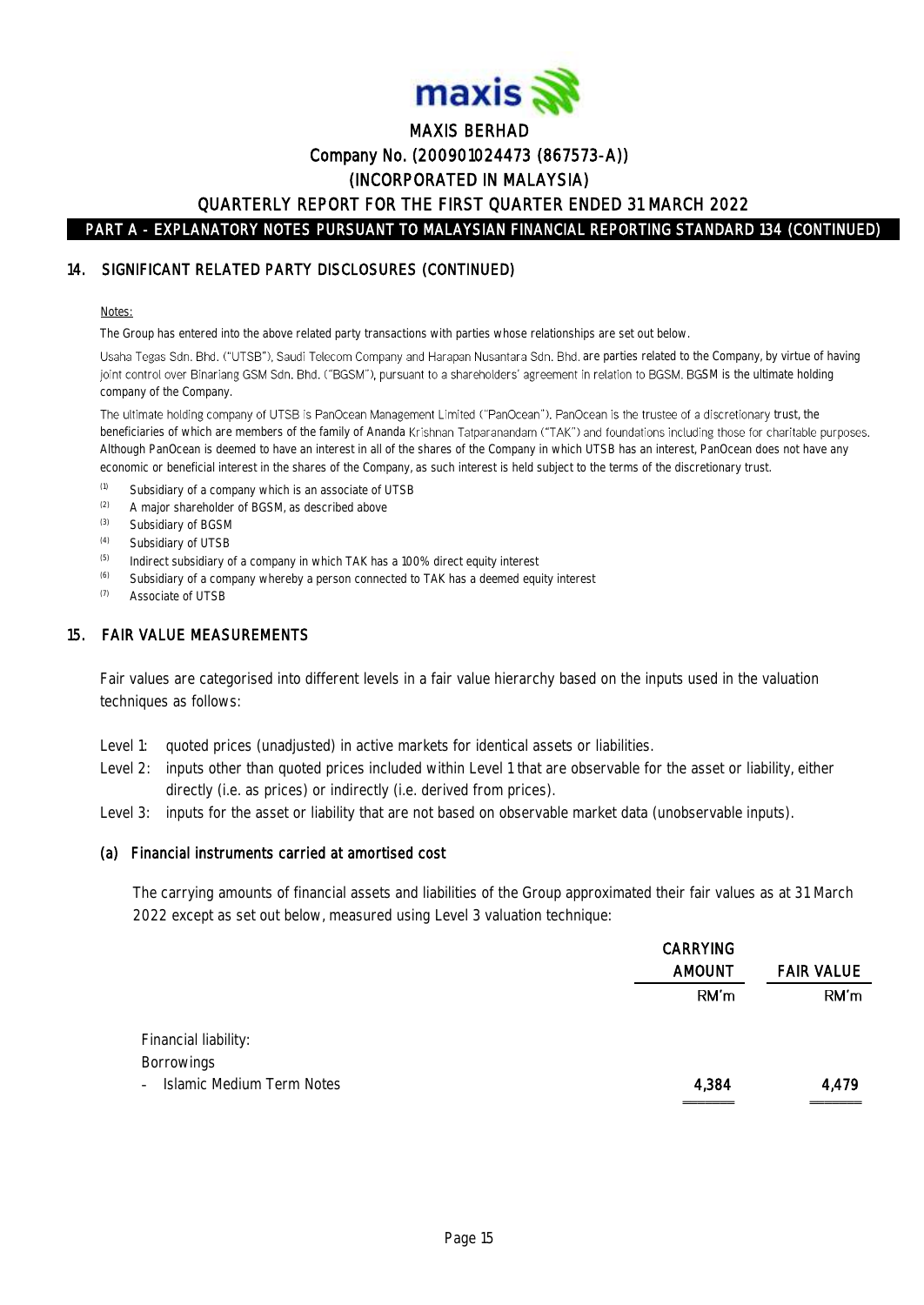## 14. SIGNIFICANT RELATED PARTY DISCLOSURES (CONTINUED)

Notes:

The Group has entered into the above related party transactions with parties whose relationships are set out below.

Usaha Tegas Sdn. Bhd. ("UTSB"), Saudi Telecom Company and Harapan Nusantara Sdn. Bhd. are parties related to the Company, by virtue of having joint control over Binariang GSM Sdn. Bhd. ("BGSM"), pursuant to a shareholders' agreement in relation to BGSM. BGSM is the ultimate holding company of the Company.

The ultimate holding company of UTSB is PanOcean Management Limited ("PanOcean"). PanOcean is the trustee of a discretionary trust, the beneficiaries of which are members of the family of Ananda Krishnan Tatparanandam ("TAK") and foundations including those for charitable purposes. Although PanOcean is deemed to have an interest in all of the shares of the Company in which UTSB has an interest, PanOcean does not have any economic or beneficial interest in the shares of the Company, as such interest is held subject to the terms of the discretionary trust.

(1) Subsidiary of a company which is an associate of UTSB
(2) A major shareholder of BGSM, as described above
(3) Subsidiary of BGSM
(4) Subsidiary of UTSB
(5) Indirect subsidiary of a company in which TAK has a 100% direct equity interest
(6) Subsidiary of a company whereby a person connected to TAK has a deemed equity interest
(7) Associate of UTSB

## 15. FAIR VALUE MEASUREMENTS

Fair values are categorised into different levels in a fair value hierarchy based on the inputs used in the valuation techniques as follows:

- Level 1: quoted prices (unadjusted) in active markets for identical assets or liabilities.
- Level 2: inputs other than quoted prices included within Level 1 that are observable for the asset or liability, either directly (i.e. as prices) or indirectly (i.e. derived from prices).
- Level 3: inputs for the asset or liability that are not based on observable market data (unobservable inputs).

### (a) Financial instruments carried at amortised cost

The carrying amounts of financial assets and liabilities of the Group approximated their fair values as at 31 March 2022 except as set out below, measured using Level 3 valuation technique:

| | CARRYING AMOUNT | FAIR VALUE |
|---|---|---|
| | RM'm | RM'm |
| Financial liability: | | |
| Borrowings | | |
| - Islamic Medium Term Notes | 4,384 | 4,479 |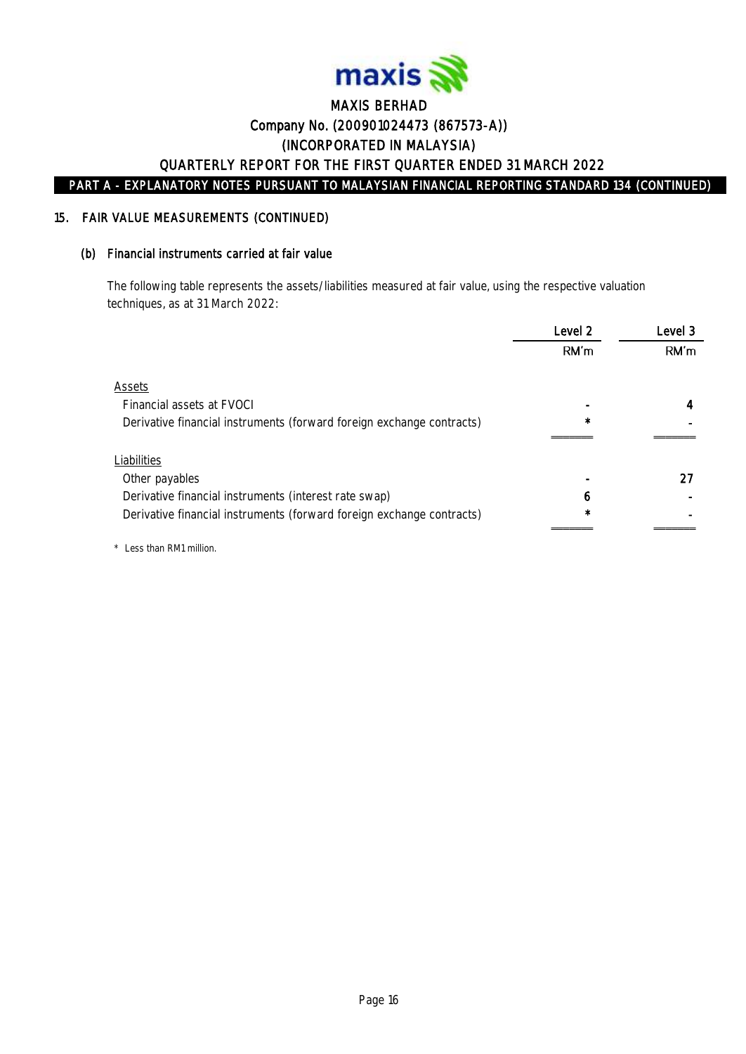## 15. FAIR VALUE MEASUREMENTS (CONTINUED)

### (b) Financial instruments carried at fair value

The following table represents the assets/liabilities measured at fair value, using the respective valuation techniques, as at 31 March 2022:

| | Level 2 | Level 3 |
|---|---|---|
| | RM'm | RM'm |
| **Assets** | | |
| Financial assets at FVOCI | - | 4 |
| Derivative financial instruments (forward foreign exchange contracts) | * | - |
| **Liabilities** | | |
| Other payables | - | 27 |
| Derivative financial instruments (interest rate swap) | 6 | - |
| Derivative financial instruments (forward foreign exchange contracts) | * | - |

\* Less than RM1 million.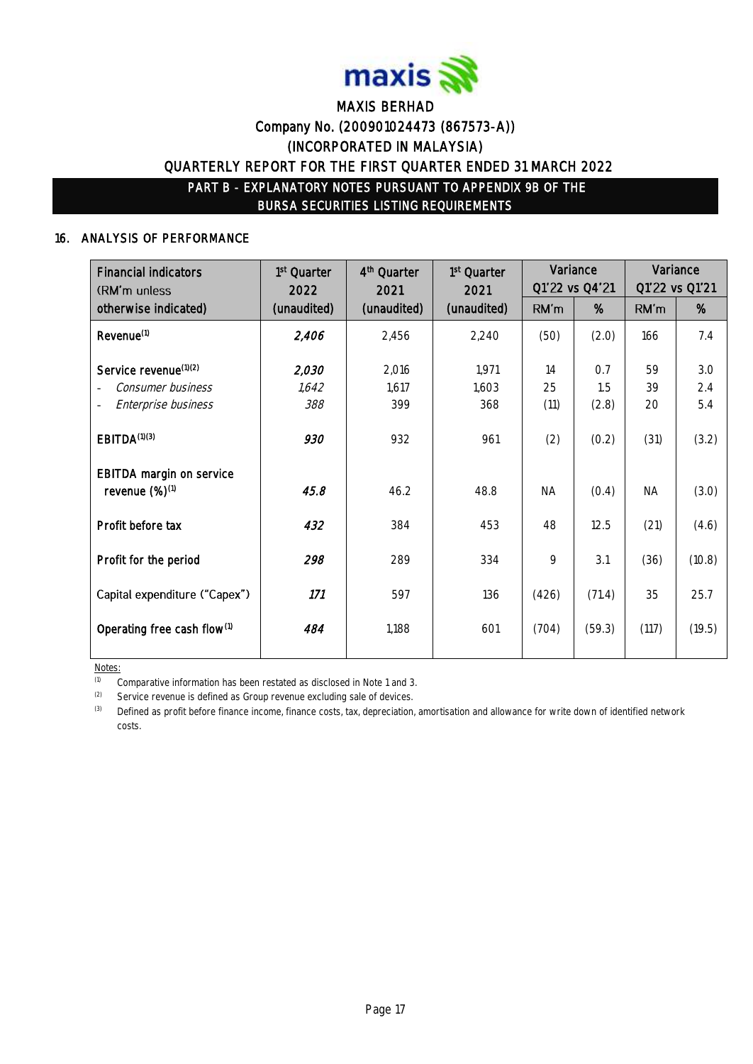MAXIS BERHAD

Company No. (200901024473 (867573-A))

(INCORPORATED IN MALAYSIA)

QUARTERLY REPORT FOR THE FIRST QUARTER ENDED 31 MARCH 2022

**PART B - EXPLANATORY NOTES PURSUANT TO APPENDIX 9B OF THE BURSA SECURITIES LISTING REQUIREMENTS**

## 16. ANALYSIS OF PERFORMANCE

| Financial indicators (RM'm unless otherwise indicated) | 1st Quarter 2022 (unaudited) | 4th Quarter 2021 (unaudited) | 1st Quarter 2021 (unaudited) | Variance Q1'22 vs Q4'21 | | Variance Q1'22 vs Q1'21 | |
|---|---|---|---|---|---|---|---|
| | | | | RM'm | % | RM'm | % |
| Revenue[1] | ***2,406*** | 2,456 | 2,240 | (50) | (2.0) | 166 | 7.4 |
| Service revenue[1][2] | ***2,030*** | 2,016 | 1,971 | 14 | 0.7 | 59 | 3.0 |
| - *Consumer business* | *1,642* | 1,617 | 1,603 | 25 | 1.5 | 39 | 2.4 |
| - *Enterprise business* | *388* | 399 | 368 | (11) | (2.8) | 20 | 5.4 |
| EBITDA[1][3] | ***930*** | 932 | 961 | (2) | (0.2) | (31) | (3.2) |
| EBITDA margin on service revenue (%)[1] | ***45.8*** | 46.2 | 48.8 | NA | (0.4) | NA | (3.0) |
| Profit before tax | ***432*** | 384 | 453 | 48 | 12.5 | (21) | (4.6) |
| Profit for the period | ***298*** | 289 | 334 | 9 | 3.1 | (36) | (10.8) |
| Capital expenditure ("Capex") | ***171*** | 597 | 136 | (426) | (71.4) | 35 | 25.7 |
| Operating free cash flow[1] | ***484*** | 1,188 | 601 | (704) | (59.3) | (117) | (19.5) |

Notes:

[1] Comparative information has been restated as disclosed in Note 1 and 3.

[2] Service revenue is defined as Group revenue excluding sale of devices.

[3] Defined as profit before finance income, finance costs, tax, depreciation, amortisation and allowance for write down of identified network costs.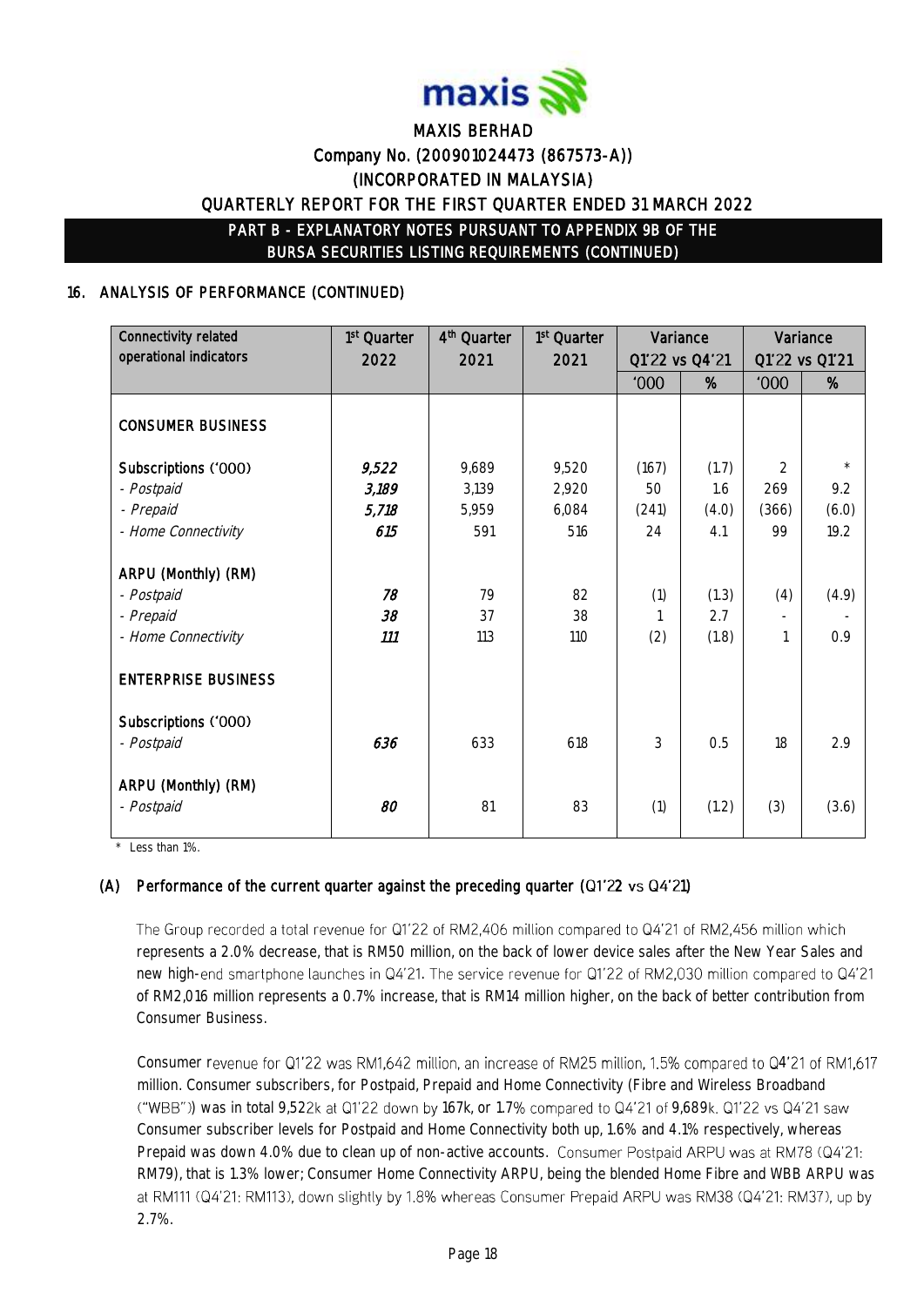MAXIS BERHAD

Company No. (200901024473 (867573-A))

(INCORPORATED IN MALAYSIA)

QUARTERLY REPORT FOR THE FIRST QUARTER ENDED 31 MARCH 2022

PART B - EXPLANATORY NOTES PURSUANT TO APPENDIX 9B OF THE BURSA SECURITIES LISTING REQUIREMENTS (CONTINUED)

## 16. ANALYSIS OF PERFORMANCE (CONTINUED)

| Connectivity related operational indicators | 1st Quarter 2022 | 4th Quarter 2021 | 1st Quarter 2021 | Variance Q1'22 vs Q4'21 | | Variance Q1'22 vs Q1'21 | |
|---|---|---|---|---|---|---|---|
| | | | | '000 | % | '000 | % |
| **CONSUMER BUSINESS** | | | | | | | |
| Subscriptions ('000) | ***9,522*** | 9,689 | 9,520 | (167) | (1.7) | 2 | * |
| - *Postpaid* | ***3,189*** | 3,139 | 2,920 | 50 | 1.6 | 269 | 9.2 |
| - *Prepaid* | ***5,718*** | 5,959 | 6,084 | (241) | (4.0) | (366) | (6.0) |
| - *Home Connectivity* | ***615*** | 591 | 516 | 24 | 4.1 | 99 | 19.2 |
| ARPU (Monthly) (RM) | | | | | | | |
| - *Postpaid* | ***78*** | 79 | 82 | (1) | (1.3) | (4) | (4.9) |
| - *Prepaid* | ***38*** | 37 | 38 | 1 | 2.7 | - | - |
| - *Home Connectivity* | ***111*** | 113 | 110 | (2) | (1.8) | 1 | 0.9 |
| **ENTERPRISE BUSINESS** | | | | | | | |
| Subscriptions ('000) | | | | | | | |
| - *Postpaid* | ***636*** | 633 | 618 | 3 | 0.5 | 18 | 2.9 |
| ARPU (Monthly) (RM) | | | | | | | |
| - *Postpaid* | ***80*** | 81 | 83 | (1) | (1.2) | (3) | (3.6) |

\* Less than 1%.

### (A) Performance of the current quarter against the preceding quarter (Q1'22 vs Q4'21)

The Group recorded a total revenue for Q1'22 of RM2,406 million compared to Q4'21 of RM2,456 million which represents a 2.0% decrease, that is RM50 million, on the back of lower device sales after the New Year Sales and new high-end smartphone launches in Q4'21. The service revenue for Q1'22 of RM2,030 million compared to Q4'21 of RM2,016 million represents a 0.7% increase, that is RM14 million higher, on the back of better contribution from Consumer Business.

Consumer revenue for Q1'22 was RM1,642 million, an increase of RM25 million, 1.5% compared to Q4'21 of RM1,617 million. Consumer subscribers, for Postpaid, Prepaid and Home Connectivity (Fibre and Wireless Broadband ("WBB")) was in total 9,522k at Q1'22 down by 167k, or 1.7% compared to Q4'21 of 9,689k. Q1'22 vs Q4'21 saw Consumer subscriber levels for Postpaid and Home Connectivity both up, 1.6% and 4.1% respectively, whereas Prepaid was down 4.0% due to clean up of non-active accounts. Consumer Postpaid ARPU was at RM78 (Q4'21: RM79), that is 1.3% lower; Consumer Home Connectivity ARPU, being the blended Home Fibre and WBB ARPU was at RM111 (Q4'21: RM113), down slightly by 1.8% whereas Consumer Prepaid ARPU was RM38 (Q4'21: RM37), up by 2.7%.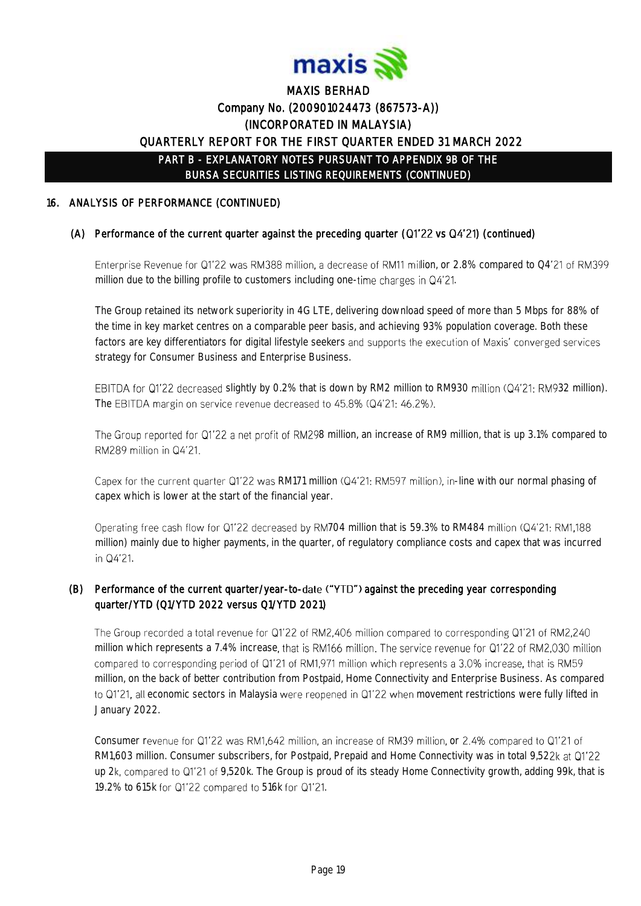## 16. ANALYSIS OF PERFORMANCE (CONTINUED)

### (A) Performance of the current quarter against the preceding quarter (Q1'22 vs Q4'21) (continued)

Enterprise Revenue for Q1'22 was RM388 million, a decrease of RM11 million, or 2.8% compared to Q4'21 of RM399 million due to the billing profile to customers including one-time charges in Q4'21.

The Group retained its network superiority in 4G LTE, delivering download speed of more than 5 Mbps for 88% of the time in key market centres on a comparable peer basis, and achieving 93% population coverage. Both these factors are key differentiators for digital lifestyle seekers and supports the execution of Maxis' converged services strategy for Consumer Business and Enterprise Business.

EBITDA for Q1'22 decreased slightly by 0.2% that is down by RM2 million to RM930 million (Q4'21: RM932 million). The EBITDA margin on service revenue decreased to 45.8% (Q4'21: 46.2%).

The Group reported for Q1'22 a net profit of RM298 million, an increase of RM9 million, that is up 3.1% compared to RM289 million in Q4'21.

Capex for the current quarter Q1'22 was RM171 million (Q4'21: RM597 million), in-line with our normal phasing of capex which is lower at the start of the financial year.

Operating free cash flow for Q1'22 decreased by RM704 million that is 59.3% to RM484 million (Q4'21: RM1,188 million) mainly due to higher payments, in the quarter, of regulatory compliance costs and capex that was incurred in Q4'21.

### (B) Performance of the current quarter/year-to-date ("YTD") against the preceding year corresponding quarter/YTD (Q1/YTD 2022 versus Q1/YTD 2021)

The Group recorded a total revenue for Q1'22 of RM2,406 million compared to corresponding Q1'21 of RM2,240 million which represents a 7.4% increase, that is RM166 million. The service revenue for Q1'22 of RM2,030 million compared to corresponding period of Q1'21 of RM1,971 million which represents a 3.0% increase, that is RM59 million, on the back of better contribution from Postpaid, Home Connectivity and Enterprise Business. As compared to Q1'21, all economic sectors in Malaysia were reopened in Q1'22 when movement restrictions were fully lifted in January 2022.

Consumer revenue for Q1'22 was RM1,642 million, an increase of RM39 million, or 2.4% compared to Q1'21 of RM1,603 million. Consumer subscribers, for Postpaid, Prepaid and Home Connectivity was in total 9,522k at Q1'22 up 2k, compared to Q1'21 of 9,520k. The Group is proud of its steady Home Connectivity growth, adding 99k, that is 19.2% to 615k for Q1'22 compared to 516k for Q1'21.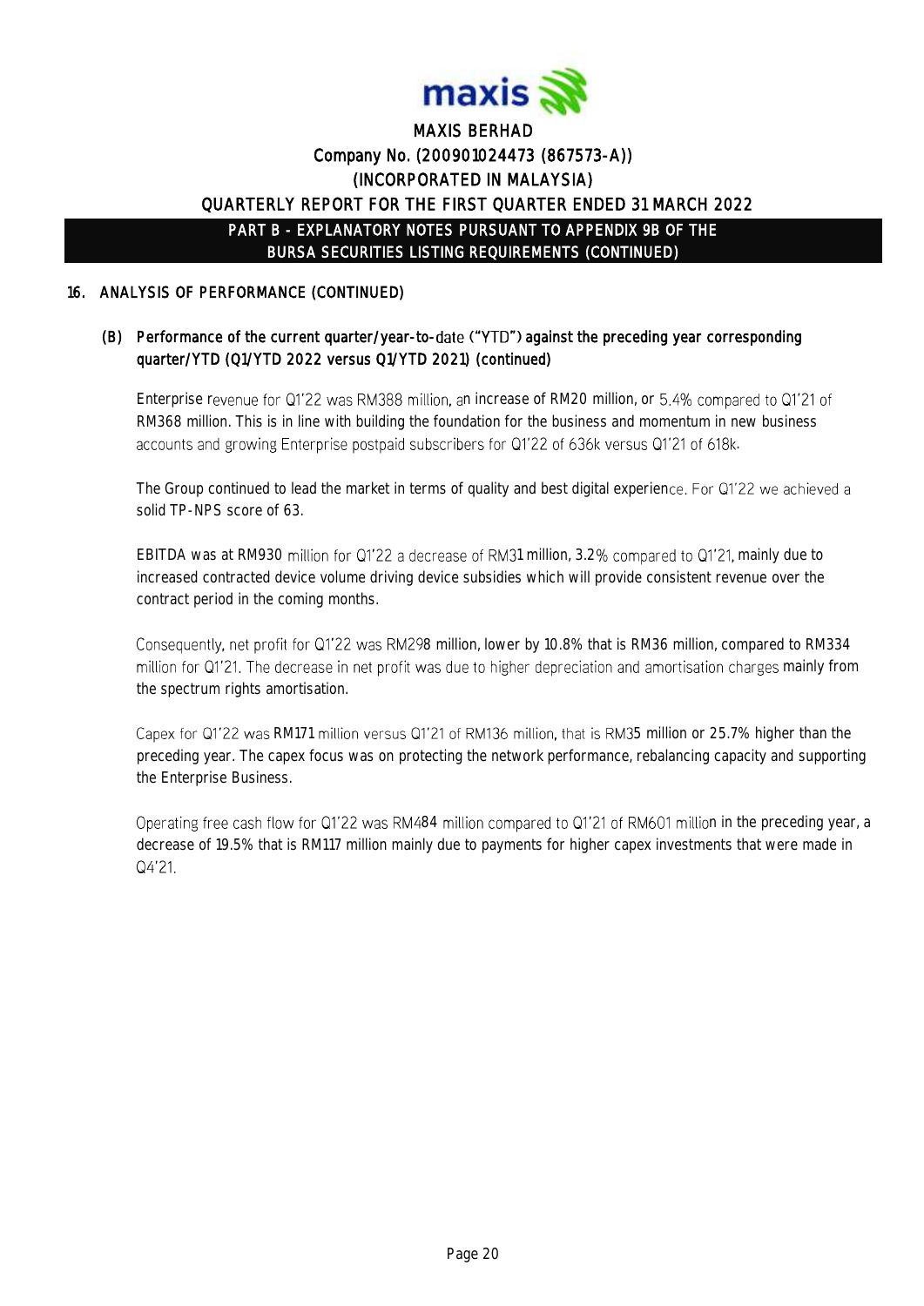## 16. ANALYSIS OF PERFORMANCE (CONTINUED)

### (B) Performance of the current quarter/year-to-date ("YTD") against the preceding year corresponding quarter/YTD (Q1/YTD 2022 versus Q1/YTD 2021) (continued)

Enterprise revenue for Q1'22 was RM388 million, an increase of RM20 million, or 5.4% compared to Q1'21 of RM368 million. This is in line with building the foundation for the business and momentum in new business accounts and growing Enterprise postpaid subscribers for Q1'22 of 636k versus Q1'21 of 618k.

The Group continued to lead the market in terms of quality and best digital experience. For Q1'22 we achieved a solid TP-NPS score of 63.

EBITDA was at RM930 million for Q1'22 a decrease of RM31 million, 3.2% compared to Q1'21, mainly due to increased contracted device volume driving device subsidies which will provide consistent revenue over the contract period in the coming months.

Consequently, net profit for Q1'22 was RM298 million, lower by 10.8% that is RM36 million, compared to RM334 million for Q1'21. The decrease in net profit was due to higher depreciation and amortisation charges mainly from the spectrum rights amortisation.

Capex for Q1'22 was RM171 million versus Q1'21 of RM136 million, that is RM35 million or 25.7% higher than the preceding year. The capex focus was on protecting the network performance, rebalancing capacity and supporting the Enterprise Business.

Operating free cash flow for Q1'22 was RM484 million compared to Q1'21 of RM601 million in the preceding year, a decrease of 19.5% that is RM117 million mainly due to payments for higher capex investments that were made in Q4'21.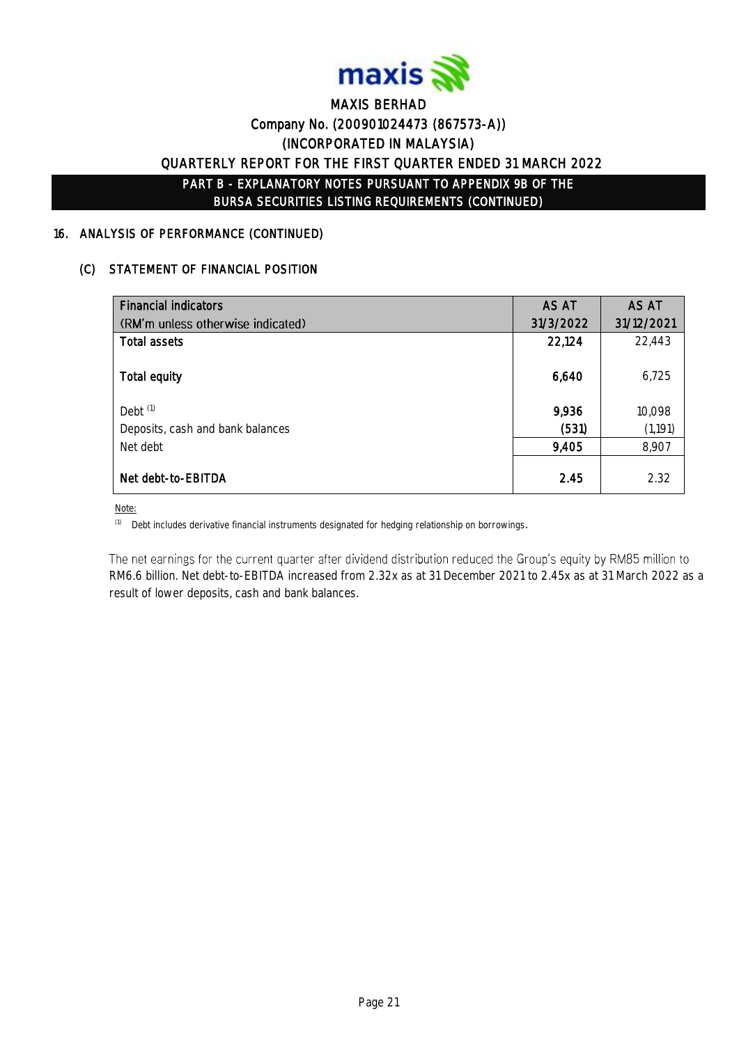## 16. ANALYSIS OF PERFORMANCE (CONTINUED)

### (C) STATEMENT OF FINANCIAL POSITION

| Financial indicators (RM'm unless otherwise indicated) | AS AT 31/3/2022 | AS AT 31/12/2021 |
|---|---|---|
| **Total assets** | **22,124** | 22,443 |
| **Total equity** | **6,640** | 6,725 |
| Debt [1] | **9,936** | 10,098 |
| Deposits, cash and bank balances | **(531)** | (1,191) |
| Net debt | **9,405** | 8,907 |
| **Net debt-to-EBITDA** | **2.45** | 2.32 |

Note:

[1] Debt includes derivative financial instruments designated for hedging relationship on borrowings.

The net earnings for the current quarter after dividend distribution reduced the Group's equity by RM85 million to RM6.6 billion. Net debt-to-EBITDA increased from 2.32x as at 31 December 2021 to 2.45x as at 31 March 2022 as a result of lower deposits, cash and bank balances.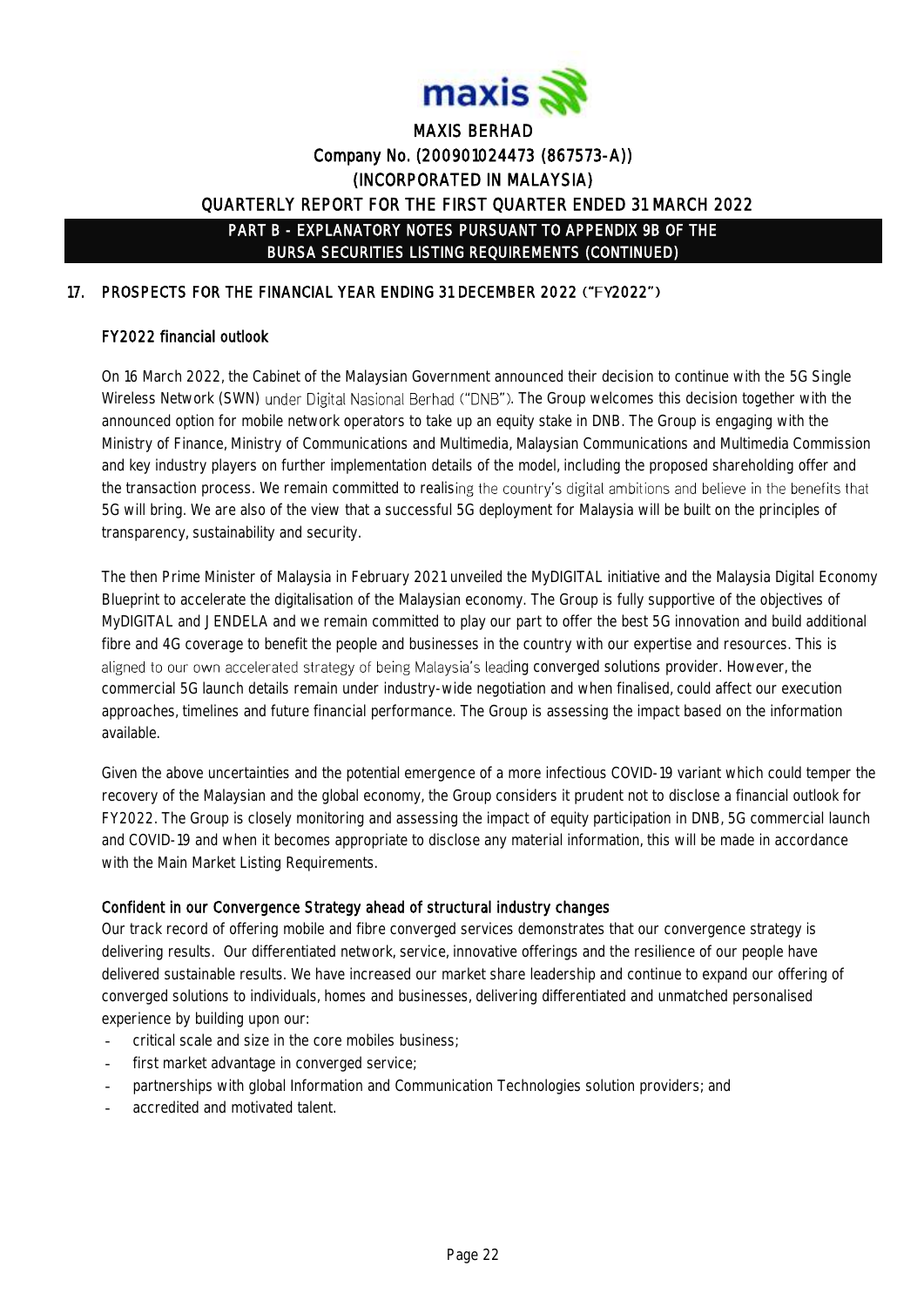## 17. PROSPECTS FOR THE FINANCIAL YEAR ENDING 31 DECEMBER 2022 ("FY2022")

### FY2022 financial outlook

On 16 March 2022, the Cabinet of the Malaysian Government announced their decision to continue with the 5G Single Wireless Network (SWN) under Digital Nasional Berhad ("DNB"). The Group welcomes this decision together with the announced option for mobile network operators to take up an equity stake in DNB. The Group is engaging with the Ministry of Finance, Ministry of Communications and Multimedia, Malaysian Communications and Multimedia Commission and key industry players on further implementation details of the model, including the proposed shareholding offer and the transaction process. We remain committed to realising the country's digital ambitions and believe in the benefits that 5G will bring. We are also of the view that a successful 5G deployment for Malaysia will be built on the principles of transparency, sustainability and security.

The then Prime Minister of Malaysia in February 2021 unveiled the MyDIGITAL initiative and the Malaysia Digital Economy Blueprint to accelerate the digitalisation of the Malaysian economy. The Group is fully supportive of the objectives of MyDIGITAL and JENDELA and we remain committed to play our part to offer the best 5G innovation and build additional fibre and 4G coverage to benefit the people and businesses in the country with our expertise and resources. This is aligned to our own accelerated strategy of being Malaysia's leading converged solutions provider. However, the commercial 5G launch details remain under industry-wide negotiation and when finalised, could affect our execution approaches, timelines and future financial performance. The Group is assessing the impact based on the information available.

Given the above uncertainties and the potential emergence of a more infectious COVID-19 variant which could temper the recovery of the Malaysian and the global economy, the Group considers it prudent not to disclose a financial outlook for FY2022. The Group is closely monitoring and assessing the impact of equity participation in DNB, 5G commercial launch and COVID-19 and when it becomes appropriate to disclose any material information, this will be made in accordance with the Main Market Listing Requirements.

### Confident in our Convergence Strategy ahead of structural industry changes

Our track record of offering mobile and fibre converged services demonstrates that our convergence strategy is delivering results. Our differentiated network, service, innovative offerings and the resilience of our people have delivered sustainable results. We have increased our market share leadership and continue to expand our offering of converged solutions to individuals, homes and businesses, delivering differentiated and unmatched personalised experience by building upon our:

- critical scale and size in the core mobiles business;
- first market advantage in converged service;
- partnerships with global Information and Communication Technologies solution providers; and
- accredited and motivated talent.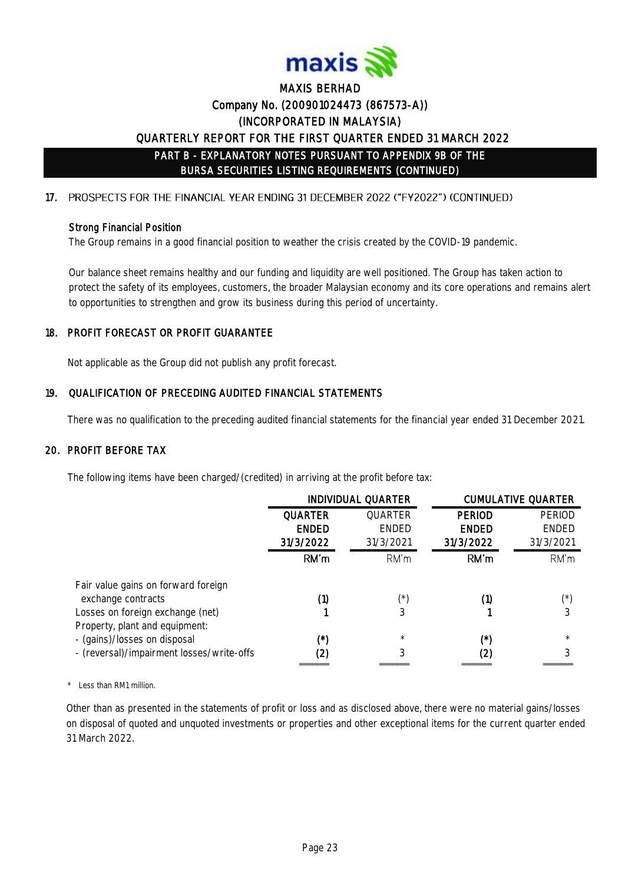## 17. PROSPECTS FOR THE FINANCIAL YEAR ENDING 31 DECEMBER 2022 ("FY2022") (CONTINUED)

### Strong Financial Position

The Group remains in a good financial position to weather the crisis created by the COVID-19 pandemic.

Our balance sheet remains healthy and our funding and liquidity are well positioned. The Group has taken action to protect the safety of its employees, customers, the broader Malaysian economy and its core operations and remains alert to opportunities to strengthen and grow its business during this period of uncertainty.

## 18. PROFIT FORECAST OR PROFIT GUARANTEE

Not applicable as the Group did not publish any profit forecast.

## 19. QUALIFICATION OF PRECEDING AUDITED FINANCIAL STATEMENTS

There was no qualification to the preceding audited financial statements for the financial year ended 31 December 2021.

## 20. PROFIT BEFORE TAX

The following items have been charged/(credited) in arriving at the profit before tax:

| | INDIVIDUAL QUARTER | | CUMULATIVE QUARTER | |
|---|---|---|---|---|
| | **QUARTER ENDED 31/3/2022** | QUARTER ENDED 31/3/2021 | **PERIOD ENDED 31/3/2022** | PERIOD ENDED 31/3/2021 |
| | **RM'm** | RM'm | **RM'm** | RM'm |
| Fair value gains on forward foreign exchange contracts | **(1)** | (*) | **(1)** | (*) |
| Losses on foreign exchange (net) | **1** | 3 | **1** | 3 |
| Property, plant and equipment: | | | | |
| - (gains)/losses on disposal | **(*)** | * | **(*)** | * |
| - (reversal)/impairment losses/write-offs | **(2)** | 3 | **(2)** | 3 |

\* Less than RM1 million.

Other than as presented in the statements of profit or loss and as disclosed above, there were no material gains/losses on disposal of quoted and unquoted investments or properties and other exceptional items for the current quarter ended 31 March 2022.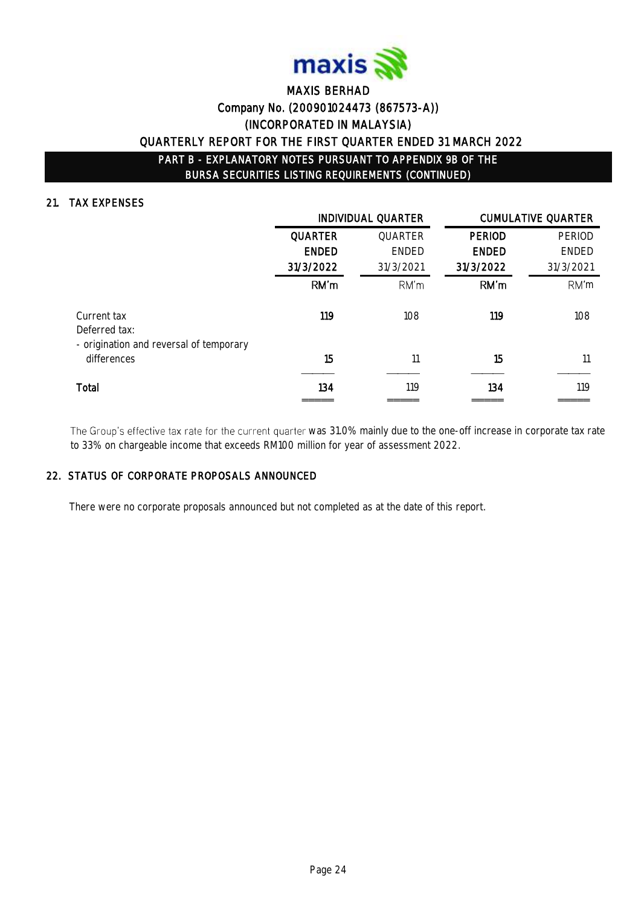## 21. TAX EXPENSES

| | INDIVIDUAL QUARTER | | CUMULATIVE QUARTER | |
|---|---|---|---|---|
| | **QUARTER ENDED 31/3/2022** | QUARTER ENDED 31/3/2021 | **PERIOD ENDED 31/3/2022** | PERIOD ENDED 31/3/2021 |
| | **RM'm** | RM'm | **RM'm** | RM'm |
| Current tax | **119** | 108 | **119** | 108 |
| Deferred tax: | | | | |
| - origination and reversal of temporary differences | **15** | 11 | **15** | 11 |
| **Total** | **134** | 119 | **134** | 119 |

The Group's effective tax rate for the current quarter was 31.0% mainly due to the one-off increase in corporate tax rate to 33% on chargeable income that exceeds RM100 million for year of assessment 2022.

## 22. STATUS OF CORPORATE PROPOSALS ANNOUNCED

There were no corporate proposals announced but not completed as at the date of this report.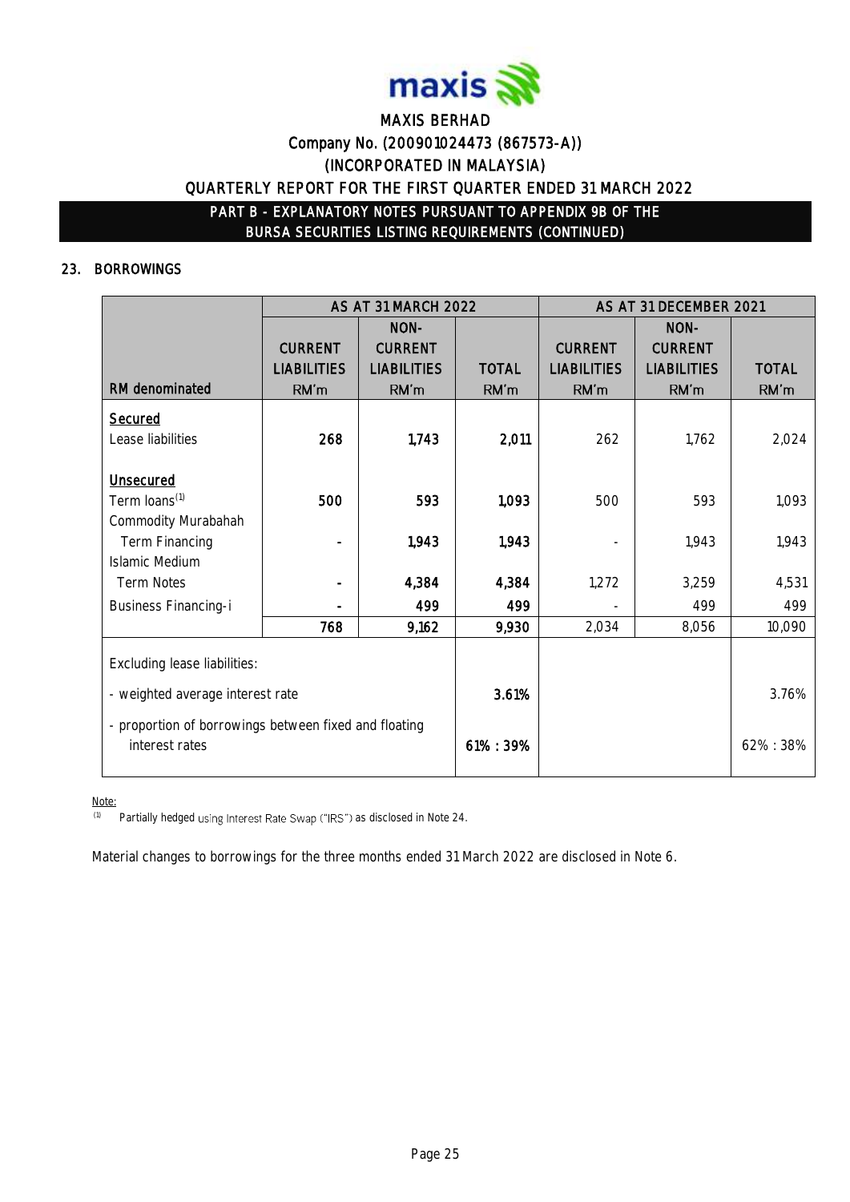MAXIS BERHAD
Company No. (200901024473 (867573-A))
(INCORPORATED IN MALAYSIA)
QUARTERLY REPORT FOR THE FIRST QUARTER ENDED 31 MARCH 2022

PART B - EXPLANATORY NOTES PURSUANT TO APPENDIX 9B OF THE BURSA SECURITIES LISTING REQUIREMENTS (CONTINUED)

## 23. BORROWINGS

| RM denominated | AS AT 31 MARCH 2022 | | | AS AT 31 DECEMBER 2021 | | |
|---|---|---|---|---|---|---|
| | CURRENT LIABILITIES RM'm | NON-CURRENT LIABILITIES RM'm | TOTAL RM'm | CURRENT LIABILITIES RM'm | NON-CURRENT LIABILITIES RM'm | TOTAL RM'm |
| **Secured** | | | | | | |
| Lease liabilities | **268** | **1,743** | **2,011** | 262 | 1,762 | 2,024 |
| **Unsecured** | | | | | | |
| Term loans[(1)] | **500** | **593** | **1,093** | 500 | 593 | 1,093 |
| Commodity Murabahah Term Financing | **-** | **1,943** | **1,943** | - | 1,943 | 1,943 |
| Islamic Medium Term Notes | **-** | **4,384** | **4,384** | 1,272 | 3,259 | 4,531 |
| Business Financing-i | **-** | **499** | **499** | - | 499 | 499 |
| | **768** | **9,162** | **9,930** | 2,034 | 8,056 | 10,090 |
| Excluding lease liabilities: | | | | | | |
| - weighted average interest rate | | | **3.61%** | | | 3.76% |
| - proportion of borrowings between fixed and floating interest rates | | | **61% : 39%** | | | 62% : 38% |

Note:
(1) Partially hedged using Interest Rate Swap ("IRS") as disclosed in Note 24.

Material changes to borrowings for the three months ended 31 March 2022 are disclosed in Note 6.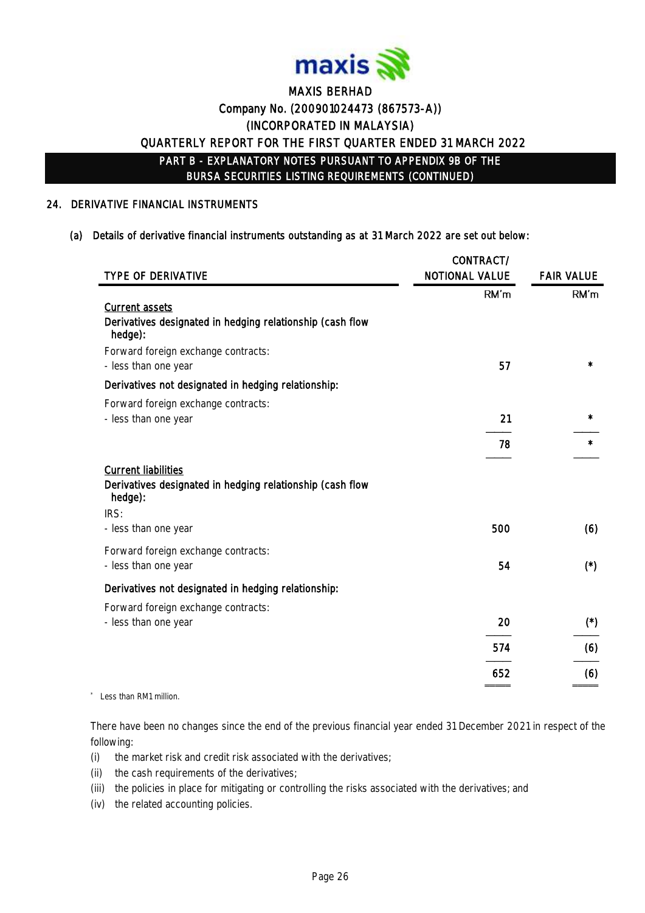## 24. DERIVATIVE FINANCIAL INSTRUMENTS

(a) Details of derivative financial instruments outstanding as at 31 March 2022 are set out below:

| TYPE OF DERIVATIVE | CONTRACT/ NOTIONAL VALUE | FAIR VALUE |
|---|---|---|
| | RM'm | RM'm |
| <u>Current assets</u> | | |
| **Derivatives designated in hedging relationship (cash flow hedge):** | | |
| Forward foreign exchange contracts: | | |
| - less than one year | 57 | * |
| **Derivatives not designated in hedging relationship:** | | |
| Forward foreign exchange contracts: | | |
| - less than one year | 21 | * |
| | 78 | * |
| <u>Current liabilities</u> | | |
| **Derivatives designated in hedging relationship (cash flow hedge):** | | |
| IRS: | | |
| - less than one year | 500 | (6) |
| Forward foreign exchange contracts: | | |
| - less than one year | 54 | (*) |
| **Derivatives not designated in hedging relationship:** | | |
| Forward foreign exchange contracts: | | |
| - less than one year | 20 | (*) |
| | 574 | (6) |
| | 652 | (6) |

\* Less than RM1 million.

There have been no changes since the end of the previous financial year ended 31 December 2021 in respect of the following:

(i) the market risk and credit risk associated with the derivatives;
(ii) the cash requirements of the derivatives;
(iii) the policies in place for mitigating or controlling the risks associated with the derivatives; and
(iv) the related accounting policies.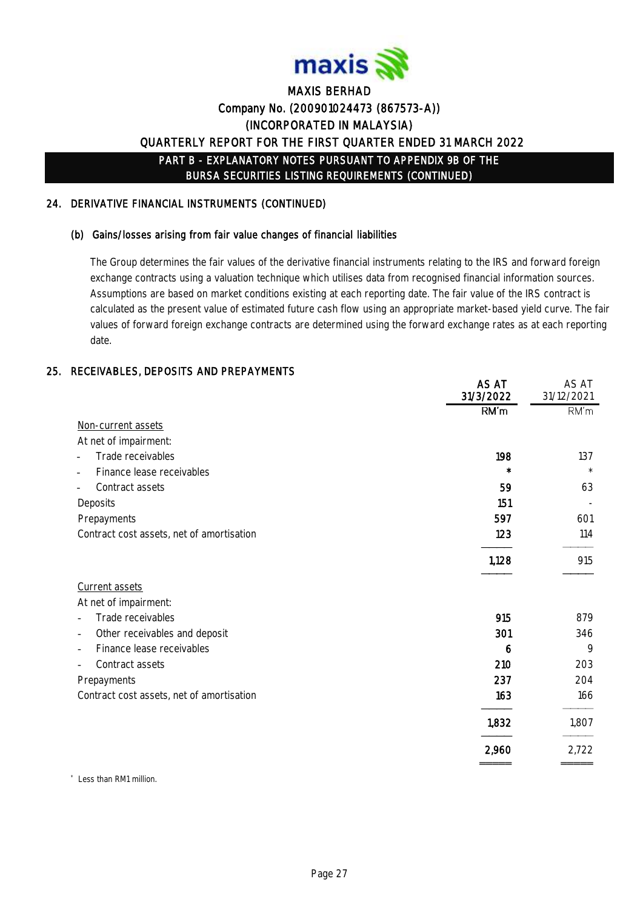## 24. DERIVATIVE FINANCIAL INSTRUMENTS (CONTINUED)

### (b) Gains/losses arising from fair value changes of financial liabilities

The Group determines the fair values of the derivative financial instruments relating to the IRS and forward foreign exchange contracts using a valuation technique which utilises data from recognised financial information sources. Assumptions are based on market conditions existing at each reporting date. The fair value of the IRS contract is calculated as the present value of estimated future cash flow using an appropriate market-based yield curve. The fair values of forward foreign exchange contracts are determined using the forward exchange rates as at each reporting date.

## 25. RECEIVABLES, DEPOSITS AND PREPAYMENTS

| | AS AT 31/3/2022 | AS AT 31/12/2021 |
|---|---|---|
| | **RM'm** | RM'm |
| <u>Non-current assets</u> | | |
| At net of impairment: | | |
| - Trade receivables | **198** | 137 |
| - Finance lease receivables | ***** | * |
| - Contract assets | **59** | 63 |
| Deposits | **151** | - |
| Prepayments | **597** | 601 |
| Contract cost assets, net of amortisation | **123** | 114 |
| | **1,128** | 915 |
| <u>Current assets</u> | | |
| At net of impairment: | | |
| - Trade receivables | **915** | 879 |
| - Other receivables and deposit | **301** | 346 |
| - Finance lease receivables | **6** | 9 |
| - Contract assets | **210** | 203 |
| Prepayments | **237** | 204 |
| Contract cost assets, net of amortisation | **163** | 166 |
| | **1,832** | 1,807 |
| | **2,960** | 2,722 |

* Less than RM1 million.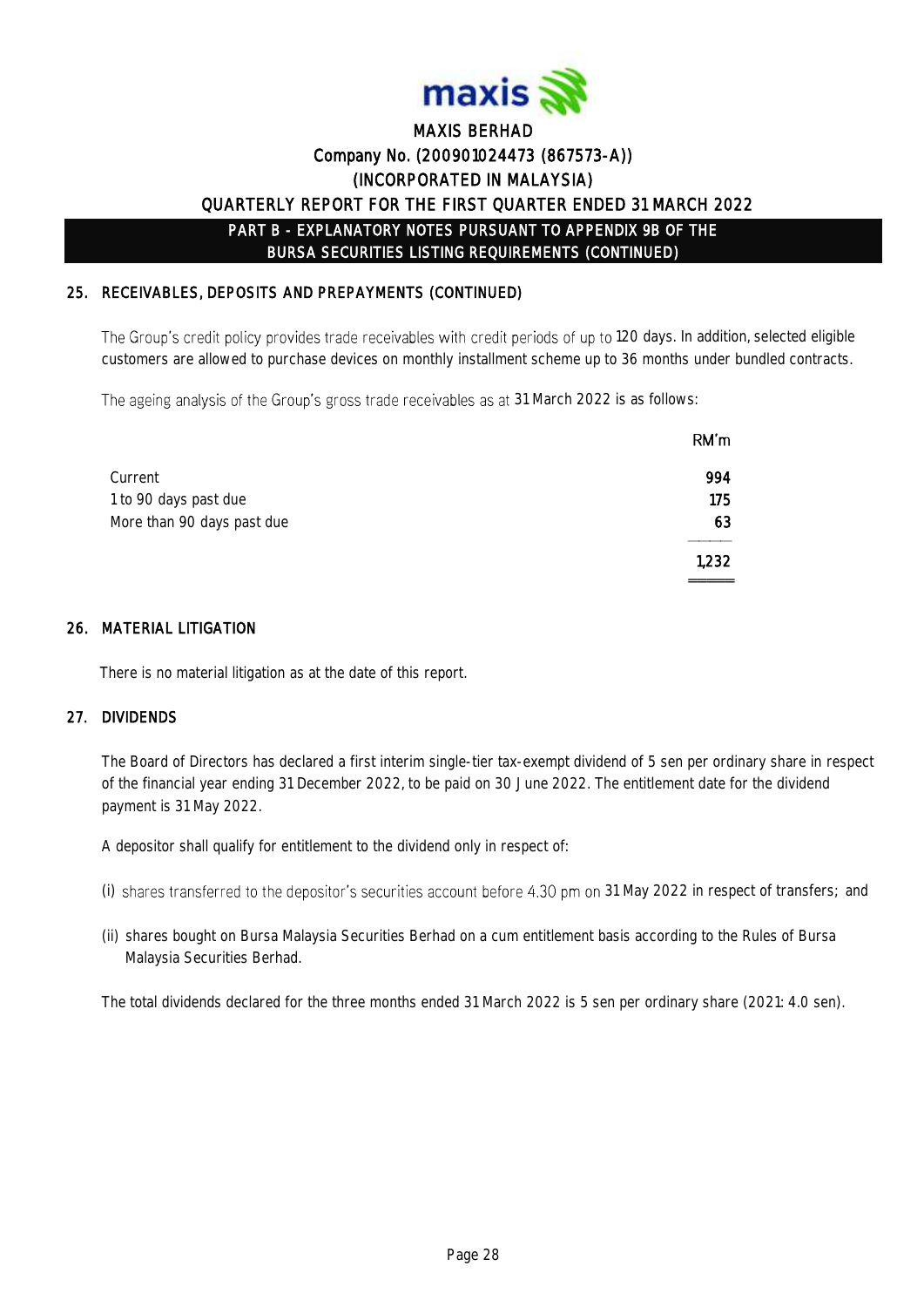## 25. RECEIVABLES, DEPOSITS AND PREPAYMENTS (CONTINUED)

The Group's credit policy provides trade receivables with credit periods of up to 120 days. In addition, selected eligible customers are allowed to purchase devices on monthly installment scheme up to 36 months under bundled contracts.

The ageing analysis of the Group's gross trade receivables as at 31 March 2022 is as follows:

| | RM'm |
|---|---|
| Current | 994 |
| 1 to 90 days past due | 175 |
| More than 90 days past due | 63 |
| | 1,232 |

## 26. MATERIAL LITIGATION

There is no material litigation as at the date of this report.

## 27. DIVIDENDS

The Board of Directors has declared a first interim single-tier tax-exempt dividend of 5 sen per ordinary share in respect of the financial year ending 31 December 2022, to be paid on 30 June 2022. The entitlement date for the dividend payment is 31 May 2022.

A depositor shall qualify for entitlement to the dividend only in respect of:

(i) shares transferred to the depositor's securities account before 4.30 pm on 31 May 2022 in respect of transfers; and

(ii) shares bought on Bursa Malaysia Securities Berhad on a cum entitlement basis according to the Rules of Bursa Malaysia Securities Berhad.

The total dividends declared for the three months ended 31 March 2022 is 5 sen per ordinary share (2021: 4.0 sen).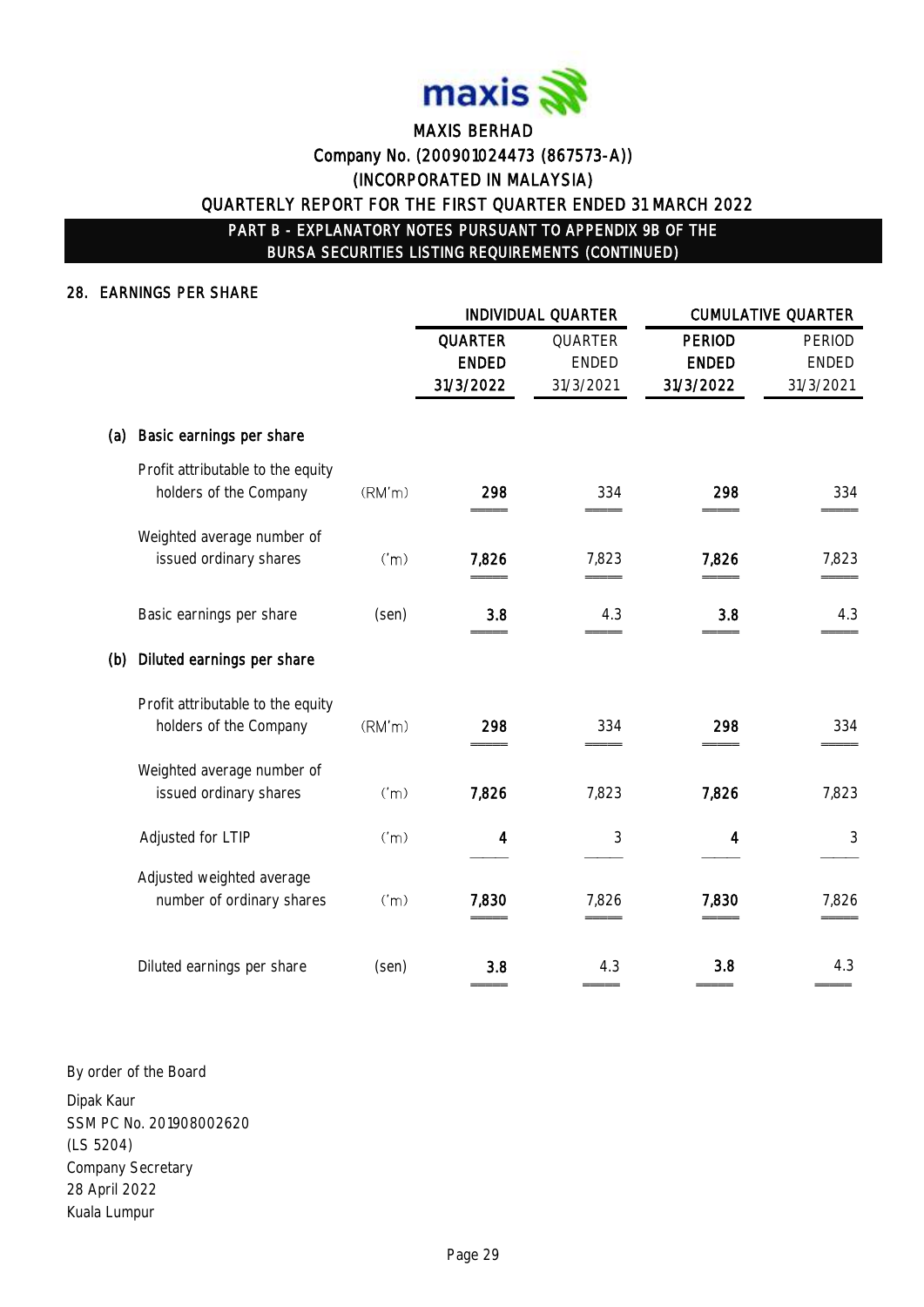MAXIS BERHAD

Company No. (200901024473 (867573-A))

(INCORPORATED IN MALAYSIA)

QUARTERLY REPORT FOR THE FIRST QUARTER ENDED 31 MARCH 2022

**PART B - EXPLANATORY NOTES PURSUANT TO APPENDIX 9B OF THE BURSA SECURITIES LISTING REQUIREMENTS (CONTINUED)**

## 28. EARNINGS PER SHARE

| | | INDIVIDUAL QUARTER | | CUMULATIVE QUARTER | |
|---|---|---|---|---|---|
| | | **QUARTER ENDED 31/3/2022** | QUARTER ENDED 31/3/2021 | **PERIOD ENDED 31/3/2022** | PERIOD ENDED 31/3/2021 |
| **(a) Basic earnings per share** | | | | | |
| Profit attributable to the equity holders of the Company | (RM'm) | **298** | 334 | **298** | 334 |
| Weighted average number of issued ordinary shares | ('m) | **7,826** | 7,823 | **7,826** | 7,823 |
| Basic earnings per share | (sen) | **3.8** | 4.3 | **3.8** | 4.3 |
| **(b) Diluted earnings per share** | | | | | |
| Profit attributable to the equity holders of the Company | (RM'm) | **298** | 334 | **298** | 334 |
| Weighted average number of issued ordinary shares | ('m) | **7,826** | 7,823 | **7,826** | 7,823 |
| Adjusted for LTIP | ('m) | **4** | 3 | **4** | 3 |
| Adjusted weighted average number of ordinary shares | ('m) | **7,830** | 7,826 | **7,830** | 7,826 |
| Diluted earnings per share | (sen) | **3.8** | 4.3 | **3.8** | 4.3 |

By order of the Board

Dipak Kaur
SSM PC No. 201908002620
(LS 5204)
Company Secretary
28 April 2022
Kuala Lumpur